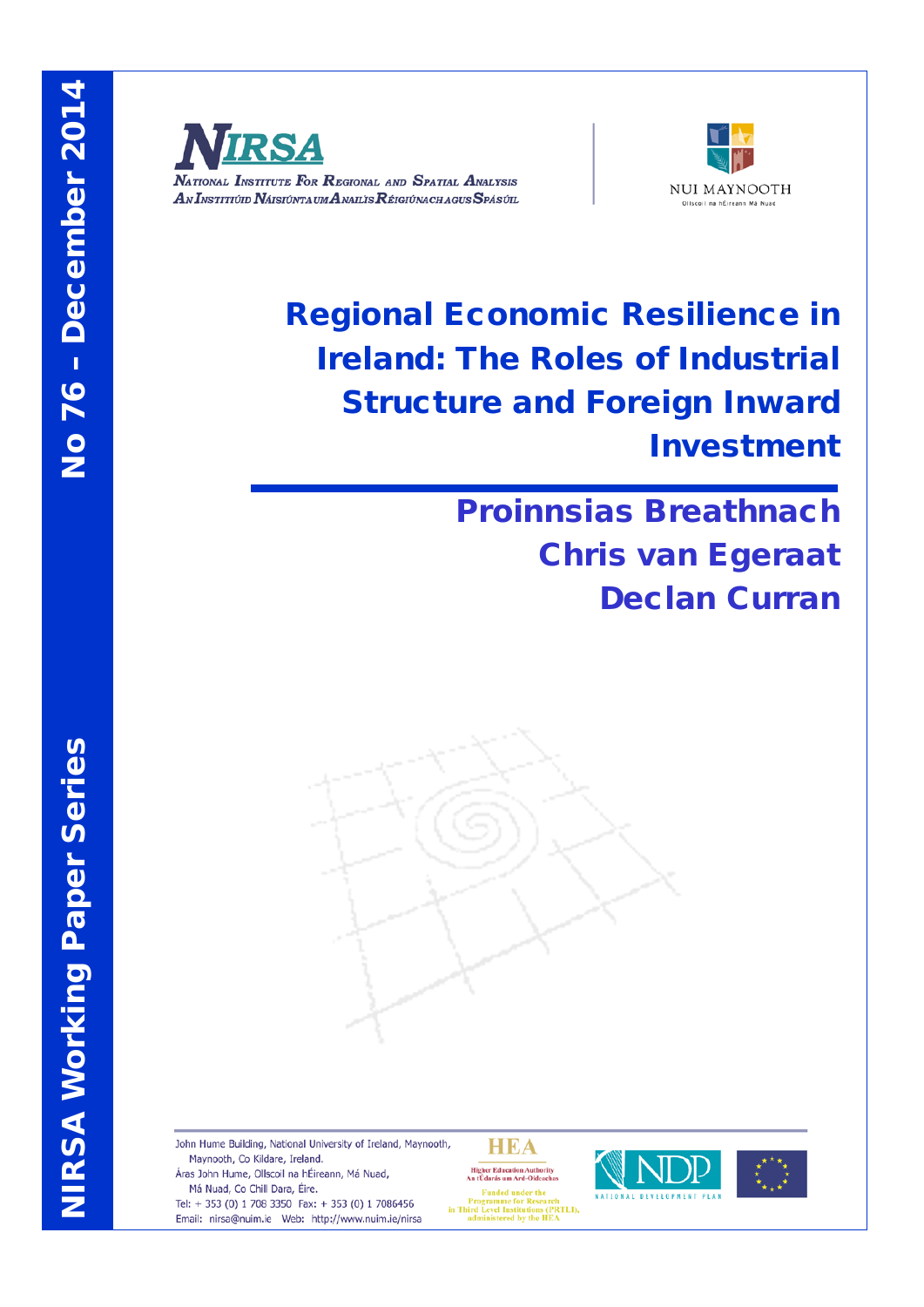NIRSA Working Paper Series

No 76 - December 2014

NIRSA

National Institute For Regional and Spatial Analysis

An Institiúid Náisiúnta um Anailís Réigiúnach agus Spásúil

NUI MAYNOOTH

Ollscoil na hÉireann Má Nuad

# Regional Economic Resilience in Ireland: The Roles of Industrial Structure and Foreign Inward Investment

## Proinnsias Breathnach
## Chris van Egeraat
## Declan Curran

John Hume Building, National University of Ireland, Maynooth, Maynooth, Co Kildare, Ireland.
Áras John Hume, Ollscoil na hÉireann, Má Nuad, Má Nuad, Co Chill Dara, Éire.
Tel: + 353 (0) 1 708 3350 Fax: + 353 (0) 1 7086456
Email: nirsa@nuim.ie Web: http://www.nuim.ie/nirsa

HEA
Higher Education Authority
An tÚdarás um Ard-Oideachas
Funded under the Programme for Research in Third Level Institutions (PRTLI), administered by the HEA

NDP
NATIONAL DEVELOPMENT PLAN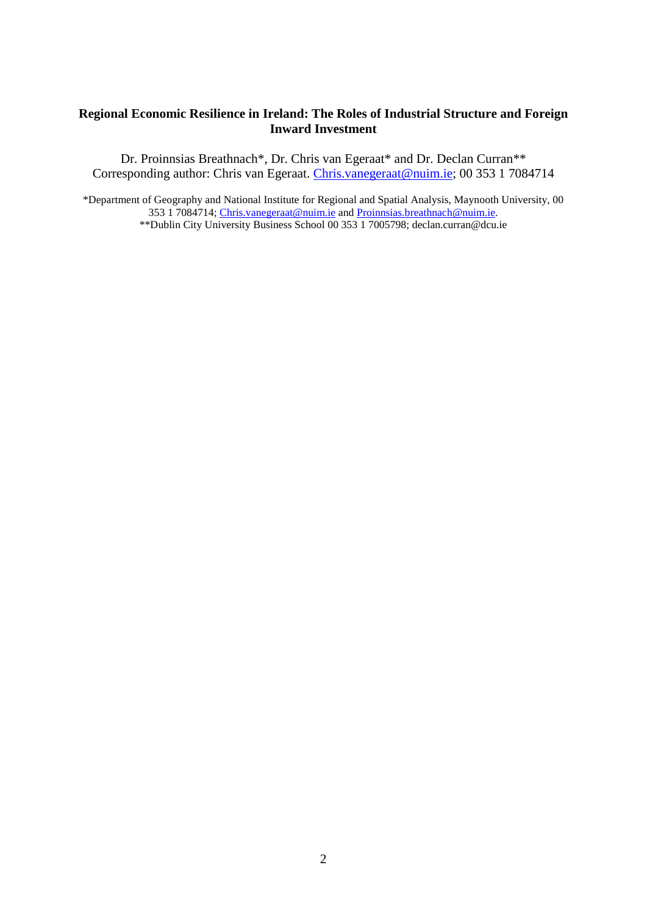**Regional Economic Resilience in Ireland: The Roles of Industrial Structure and Foreign Inward Investment**

Dr. Proinnsias Breathnach*, Dr. Chris van Egeraat* and Dr. Declan Curran**
Corresponding author: Chris van Egeraat. Chris.vanegeraat@nuim.ie; 00 353 1 7084714

*Department of Geography and National Institute for Regional and Spatial Analysis, Maynooth University, 00 353 1 7084714; Chris.vanegeraat@nuim.ie and Proinnsias.breathnach@nuim.ie.
**Dublin City University Business School 00 353 1 7005798; declan.curran@dcu.ie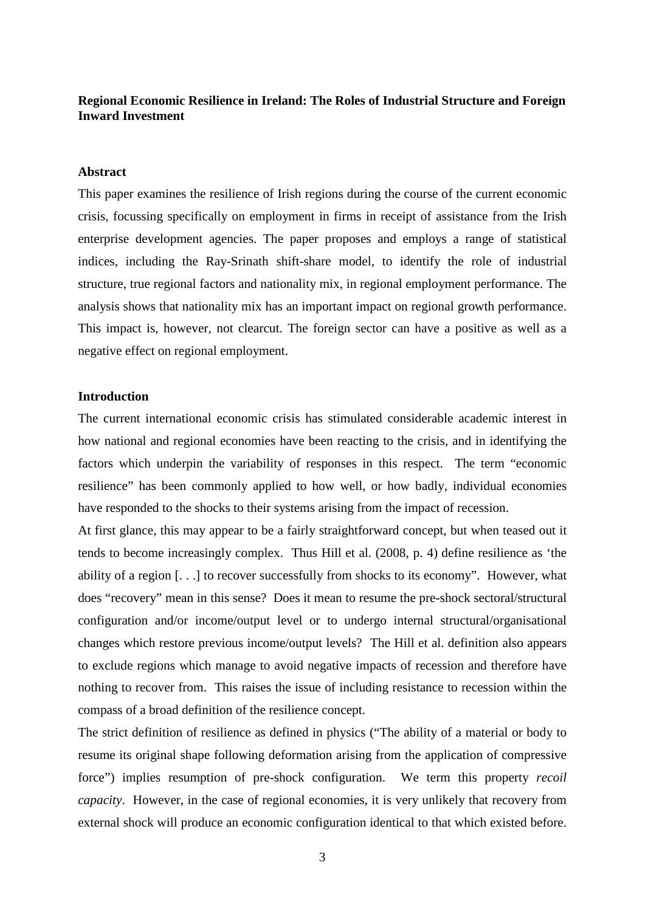**Regional Economic Resilience in Ireland: The Roles of Industrial Structure and Foreign Inward Investment**

**Abstract**

This paper examines the resilience of Irish regions during the course of the current economic crisis, focussing specifically on employment in firms in receipt of assistance from the Irish enterprise development agencies. The paper proposes and employs a range of statistical indices, including the Ray-Srinath shift-share model, to identify the role of industrial structure, true regional factors and nationality mix, in regional employment performance. The analysis shows that nationality mix has an important impact on regional growth performance. This impact is, however, not clearcut. The foreign sector can have a positive as well as a negative effect on regional employment.

**Introduction**

The current international economic crisis has stimulated considerable academic interest in how national and regional economies have been reacting to the crisis, and in identifying the factors which underpin the variability of responses in this respect. The term "economic resilience" has been commonly applied to how well, or how badly, individual economies have responded to the shocks to their systems arising from the impact of recession.

At first glance, this may appear to be a fairly straightforward concept, but when teased out it tends to become increasingly complex. Thus Hill et al. (2008, p. 4) define resilience as 'the ability of a region [. . .] to recover successfully from shocks to its economy". However, what does "recovery" mean in this sense? Does it mean to resume the pre-shock sectoral/structural configuration and/or income/output level or to undergo internal structural/organisational changes which restore previous income/output levels? The Hill et al. definition also appears to exclude regions which manage to avoid negative impacts of recession and therefore have nothing to recover from. This raises the issue of including resistance to recession within the compass of a broad definition of the resilience concept.

The strict definition of resilience as defined in physics ("The ability of a material or body to resume its original shape following deformation arising from the application of compressive force") implies resumption of pre-shock configuration. We term this property *recoil capacity*. However, in the case of regional economies, it is very unlikely that recovery from external shock will produce an economic configuration identical to that which existed before.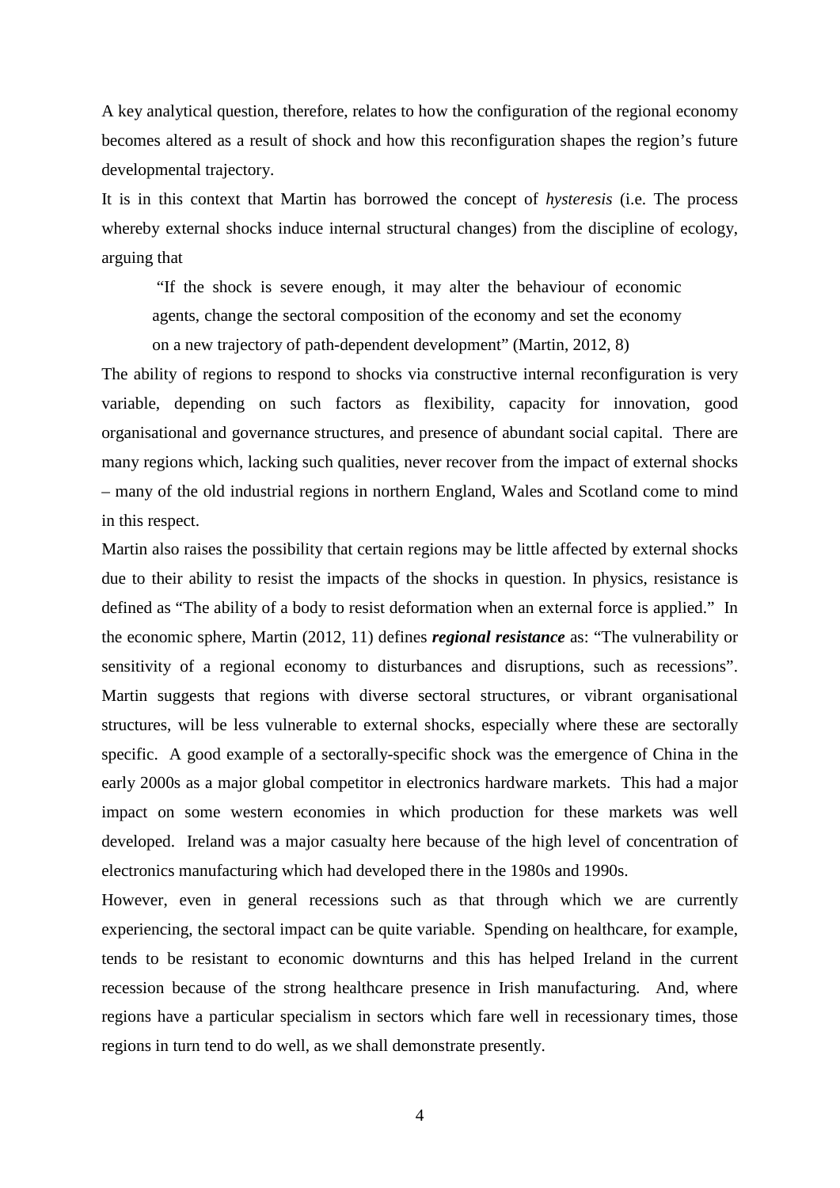A key analytical question, therefore, relates to how the configuration of the regional economy becomes altered as a result of shock and how this reconfiguration shapes the region's future developmental trajectory.

It is in this context that Martin has borrowed the concept of *hysteresis* (i.e. The process whereby external shocks induce internal structural changes) from the discipline of ecology, arguing that

> "If the shock is severe enough, it may alter the behaviour of economic agents, change the sectoral composition of the economy and set the economy on a new trajectory of path-dependent development" (Martin, 2012, 8)

The ability of regions to respond to shocks via constructive internal reconfiguration is very variable, depending on such factors as flexibility, capacity for innovation, good organisational and governance structures, and presence of abundant social capital. There are many regions which, lacking such qualities, never recover from the impact of external shocks – many of the old industrial regions in northern England, Wales and Scotland come to mind in this respect.

Martin also raises the possibility that certain regions may be little affected by external shocks due to their ability to resist the impacts of the shocks in question. In physics, resistance is defined as "The ability of a body to resist deformation when an external force is applied." In the economic sphere, Martin (2012, 11) defines ***regional resistance*** as: "The vulnerability or sensitivity of a regional economy to disturbances and disruptions, such as recessions". Martin suggests that regions with diverse sectoral structures, or vibrant organisational structures, will be less vulnerable to external shocks, especially where these are sectorally specific. A good example of a sectorally-specific shock was the emergence of China in the early 2000s as a major global competitor in electronics hardware markets. This had a major impact on some western economies in which production for these markets was well developed. Ireland was a major casualty here because of the high level of concentration of electronics manufacturing which had developed there in the 1980s and 1990s.

However, even in general recessions such as that through which we are currently experiencing, the sectoral impact can be quite variable. Spending on healthcare, for example, tends to be resistant to economic downturns and this has helped Ireland in the current recession because of the strong healthcare presence in Irish manufacturing. And, where regions have a particular specialism in sectors which fare well in recessionary times, those regions in turn tend to do well, as we shall demonstrate presently.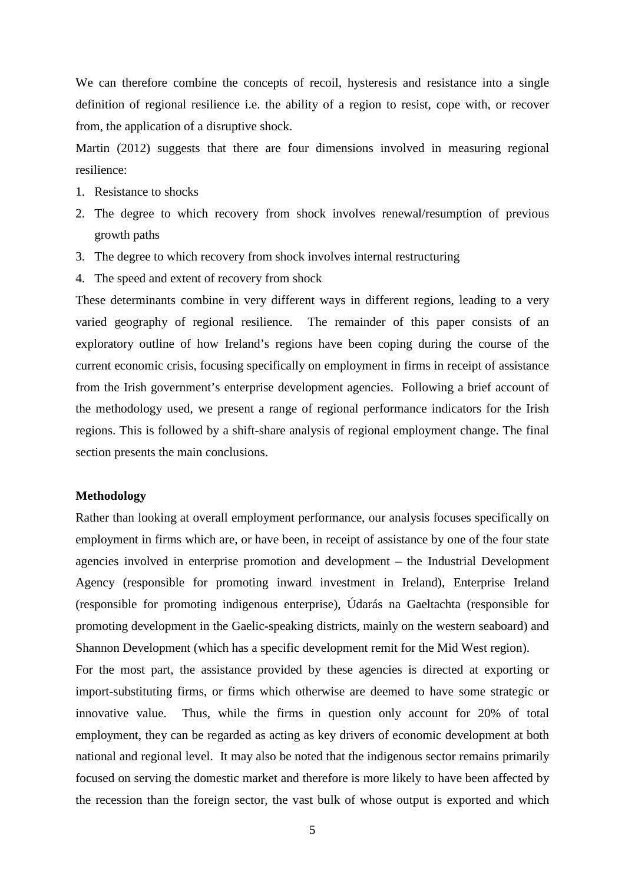We can therefore combine the concepts of recoil, hysteresis and resistance into a single definition of regional resilience i.e. the ability of a region to resist, cope with, or recover from, the application of a disruptive shock.

Martin (2012) suggests that there are four dimensions involved in measuring regional resilience:

1. Resistance to shocks
2. The degree to which recovery from shock involves renewal/resumption of previous growth paths
3. The degree to which recovery from shock involves internal restructuring
4. The speed and extent of recovery from shock

These determinants combine in very different ways in different regions, leading to a very varied geography of regional resilience. The remainder of this paper consists of an exploratory outline of how Ireland's regions have been coping during the course of the current economic crisis, focusing specifically on employment in firms in receipt of assistance from the Irish government's enterprise development agencies. Following a brief account of the methodology used, we present a range of regional performance indicators for the Irish regions. This is followed by a shift-share analysis of regional employment change. The final section presents the main conclusions.

**Methodology**

Rather than looking at overall employment performance, our analysis focuses specifically on employment in firms which are, or have been, in receipt of assistance by one of the four state agencies involved in enterprise promotion and development – the Industrial Development Agency (responsible for promoting inward investment in Ireland), Enterprise Ireland (responsible for promoting indigenous enterprise), Údarás na Gaeltachta (responsible for promoting development in the Gaelic-speaking districts, mainly on the western seaboard) and Shannon Development (which has a specific development remit for the Mid West region).

For the most part, the assistance provided by these agencies is directed at exporting or import-substituting firms, or firms which otherwise are deemed to have some strategic or innovative value. Thus, while the firms in question only account for 20% of total employment, they can be regarded as acting as key drivers of economic development at both national and regional level. It may also be noted that the indigenous sector remains primarily focused on serving the domestic market and therefore is more likely to have been affected by the recession than the foreign sector, the vast bulk of whose output is exported and which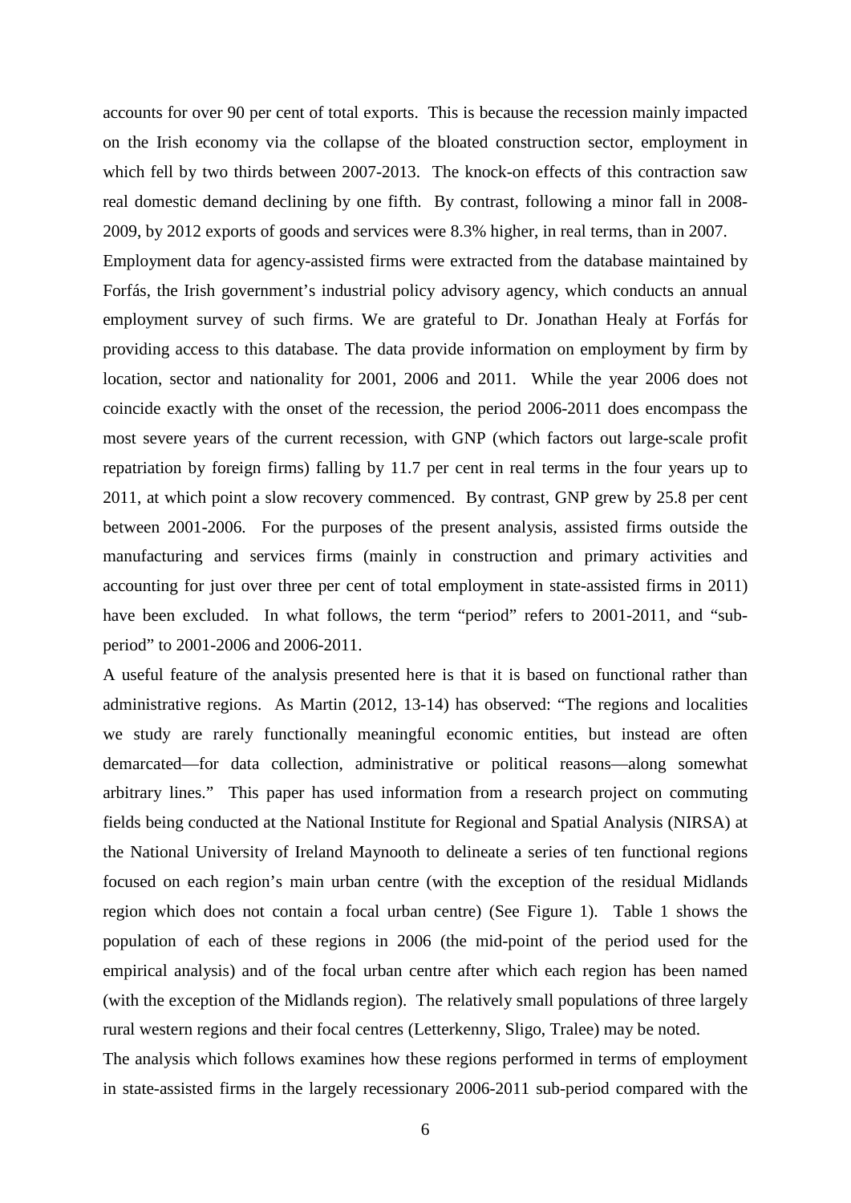accounts for over 90 per cent of total exports. This is because the recession mainly impacted on the Irish economy via the collapse of the bloated construction sector, employment in which fell by two thirds between 2007-2013. The knock-on effects of this contraction saw real domestic demand declining by one fifth. By contrast, following a minor fall in 2008-2009, by 2012 exports of goods and services were 8.3% higher, in real terms, than in 2007.

Employment data for agency-assisted firms were extracted from the database maintained by Forfás, the Irish government's industrial policy advisory agency, which conducts an annual employment survey of such firms. We are grateful to Dr. Jonathan Healy at Forfás for providing access to this database. The data provide information on employment by firm by location, sector and nationality for 2001, 2006 and 2011. While the year 2006 does not coincide exactly with the onset of the recession, the period 2006-2011 does encompass the most severe years of the current recession, with GNP (which factors out large-scale profit repatriation by foreign firms) falling by 11.7 per cent in real terms in the four years up to 2011, at which point a slow recovery commenced. By contrast, GNP grew by 25.8 per cent between 2001-2006. For the purposes of the present analysis, assisted firms outside the manufacturing and services firms (mainly in construction and primary activities and accounting for just over three per cent of total employment in state-assisted firms in 2011) have been excluded. In what follows, the term "period" refers to 2001-2011, and "sub-period" to 2001-2006 and 2006-2011.

A useful feature of the analysis presented here is that it is based on functional rather than administrative regions. As Martin (2012, 13-14) has observed: "The regions and localities we study are rarely functionally meaningful economic entities, but instead are often demarcated—for data collection, administrative or political reasons—along somewhat arbitrary lines." This paper has used information from a research project on commuting fields being conducted at the National Institute for Regional and Spatial Analysis (NIRSA) at the National University of Ireland Maynooth to delineate a series of ten functional regions focused on each region's main urban centre (with the exception of the residual Midlands region which does not contain a focal urban centre) (See Figure 1). Table 1 shows the population of each of these regions in 2006 (the mid-point of the period used for the empirical analysis) and of the focal urban centre after which each region has been named (with the exception of the Midlands region). The relatively small populations of three largely rural western regions and their focal centres (Letterkenny, Sligo, Tralee) may be noted.

The analysis which follows examines how these regions performed in terms of employment in state-assisted firms in the largely recessionary 2006-2011 sub-period compared with the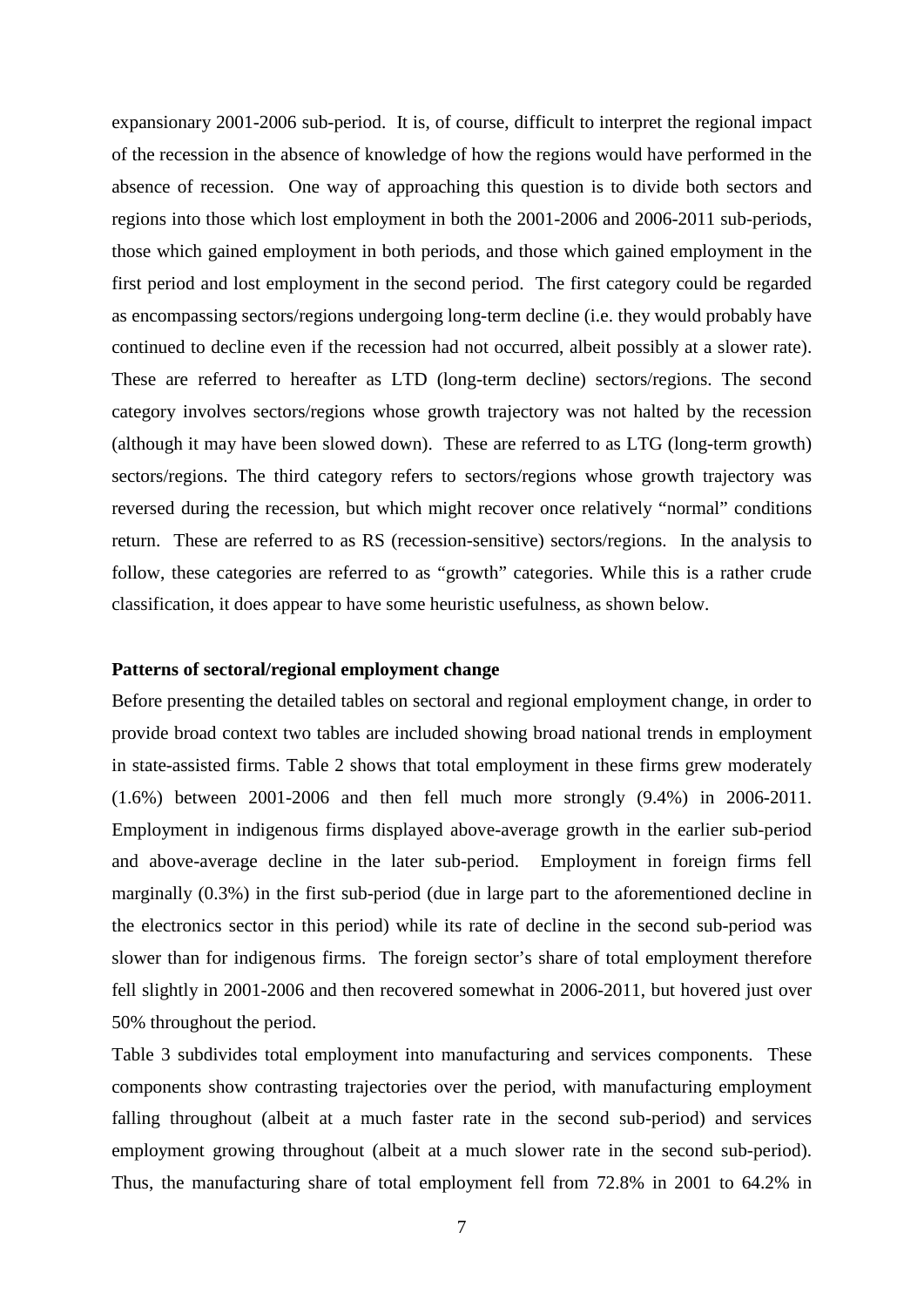expansionary 2001-2006 sub-period. It is, of course, difficult to interpret the regional impact of the recession in the absence of knowledge of how the regions would have performed in the absence of recession. One way of approaching this question is to divide both sectors and regions into those which lost employment in both the 2001-2006 and 2006-2011 sub-periods, those which gained employment in both periods, and those which gained employment in the first period and lost employment in the second period. The first category could be regarded as encompassing sectors/regions undergoing long-term decline (i.e. they would probably have continued to decline even if the recession had not occurred, albeit possibly at a slower rate). These are referred to hereafter as LTD (long-term decline) sectors/regions. The second category involves sectors/regions whose growth trajectory was not halted by the recession (although it may have been slowed down). These are referred to as LTG (long-term growth) sectors/regions. The third category refers to sectors/regions whose growth trajectory was reversed during the recession, but which might recover once relatively "normal" conditions return. These are referred to as RS (recession-sensitive) sectors/regions. In the analysis to follow, these categories are referred to as "growth" categories. While this is a rather crude classification, it does appear to have some heuristic usefulness, as shown below.

**Patterns of sectoral/regional employment change**

Before presenting the detailed tables on sectoral and regional employment change, in order to provide broad context two tables are included showing broad national trends in employment in state-assisted firms. Table 2 shows that total employment in these firms grew moderately (1.6%) between 2001-2006 and then fell much more strongly (9.4%) in 2006-2011. Employment in indigenous firms displayed above-average growth in the earlier sub-period and above-average decline in the later sub-period. Employment in foreign firms fell marginally (0.3%) in the first sub-period (due in large part to the aforementioned decline in the electronics sector in this period) while its rate of decline in the second sub-period was slower than for indigenous firms. The foreign sector's share of total employment therefore fell slightly in 2001-2006 and then recovered somewhat in 2006-2011, but hovered just over 50% throughout the period.

Table 3 subdivides total employment into manufacturing and services components. These components show contrasting trajectories over the period, with manufacturing employment falling throughout (albeit at a much faster rate in the second sub-period) and services employment growing throughout (albeit at a much slower rate in the second sub-period). Thus, the manufacturing share of total employment fell from 72.8% in 2001 to 64.2% in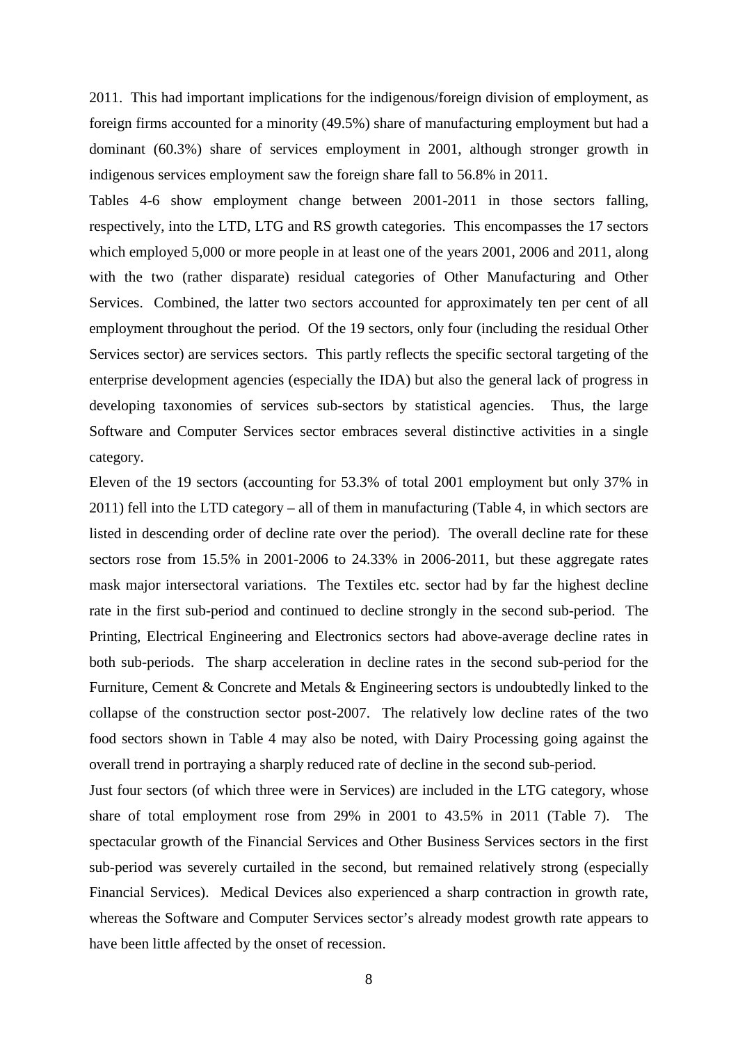2011. This had important implications for the indigenous/foreign division of employment, as foreign firms accounted for a minority (49.5%) share of manufacturing employment but had a dominant (60.3%) share of services employment in 2001, although stronger growth in indigenous services employment saw the foreign share fall to 56.8% in 2011.

Tables 4-6 show employment change between 2001-2011 in those sectors falling, respectively, into the LTD, LTG and RS growth categories. This encompasses the 17 sectors which employed 5,000 or more people in at least one of the years 2001, 2006 and 2011, along with the two (rather disparate) residual categories of Other Manufacturing and Other Services. Combined, the latter two sectors accounted for approximately ten per cent of all employment throughout the period. Of the 19 sectors, only four (including the residual Other Services sector) are services sectors. This partly reflects the specific sectoral targeting of the enterprise development agencies (especially the IDA) but also the general lack of progress in developing taxonomies of services sub-sectors by statistical agencies. Thus, the large Software and Computer Services sector embraces several distinctive activities in a single category.

Eleven of the 19 sectors (accounting for 53.3% of total 2001 employment but only 37% in 2011) fell into the LTD category – all of them in manufacturing (Table 4, in which sectors are listed in descending order of decline rate over the period). The overall decline rate for these sectors rose from 15.5% in 2001-2006 to 24.33% in 2006-2011, but these aggregate rates mask major intersectoral variations. The Textiles etc. sector had by far the highest decline rate in the first sub-period and continued to decline strongly in the second sub-period. The Printing, Electrical Engineering and Electronics sectors had above-average decline rates in both sub-periods. The sharp acceleration in decline rates in the second sub-period for the Furniture, Cement & Concrete and Metals & Engineering sectors is undoubtedly linked to the collapse of the construction sector post-2007. The relatively low decline rates of the two food sectors shown in Table 4 may also be noted, with Dairy Processing going against the overall trend in portraying a sharply reduced rate of decline in the second sub-period.

Just four sectors (of which three were in Services) are included in the LTG category, whose share of total employment rose from 29% in 2001 to 43.5% in 2011 (Table 7). The spectacular growth of the Financial Services and Other Business Services sectors in the first sub-period was severely curtailed in the second, but remained relatively strong (especially Financial Services). Medical Devices also experienced a sharp contraction in growth rate, whereas the Software and Computer Services sector's already modest growth rate appears to have been little affected by the onset of recession.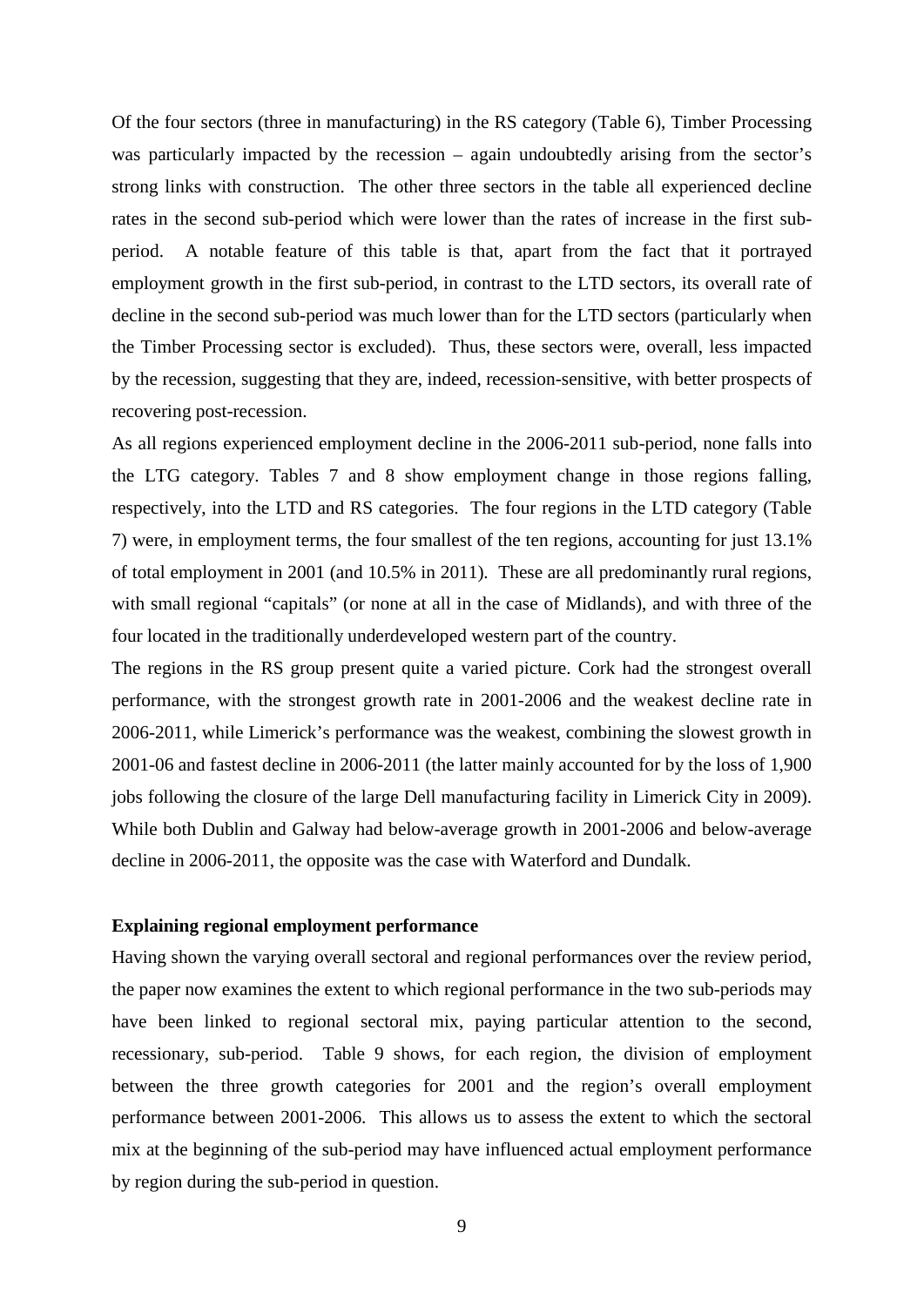Of the four sectors (three in manufacturing) in the RS category (Table 6), Timber Processing was particularly impacted by the recession – again undoubtedly arising from the sector's strong links with construction. The other three sectors in the table all experienced decline rates in the second sub-period which were lower than the rates of increase in the first sub-period. A notable feature of this table is that, apart from the fact that it portrayed employment growth in the first sub-period, in contrast to the LTD sectors, its overall rate of decline in the second sub-period was much lower than for the LTD sectors (particularly when the Timber Processing sector is excluded). Thus, these sectors were, overall, less impacted by the recession, suggesting that they are, indeed, recession-sensitive, with better prospects of recovering post-recession.

As all regions experienced employment decline in the 2006-2011 sub-period, none falls into the LTG category. Tables 7 and 8 show employment change in those regions falling, respectively, into the LTD and RS categories. The four regions in the LTD category (Table 7) were, in employment terms, the four smallest of the ten regions, accounting for just 13.1% of total employment in 2001 (and 10.5% in 2011). These are all predominantly rural regions, with small regional "capitals" (or none at all in the case of Midlands), and with three of the four located in the traditionally underdeveloped western part of the country.

The regions in the RS group present quite a varied picture. Cork had the strongest overall performance, with the strongest growth rate in 2001-2006 and the weakest decline rate in 2006-2011, while Limerick's performance was the weakest, combining the slowest growth in 2001-06 and fastest decline in 2006-2011 (the latter mainly accounted for by the loss of 1,900 jobs following the closure of the large Dell manufacturing facility in Limerick City in 2009). While both Dublin and Galway had below-average growth in 2001-2006 and below-average decline in 2006-2011, the opposite was the case with Waterford and Dundalk.

**Explaining regional employment performance**

Having shown the varying overall sectoral and regional performances over the review period, the paper now examines the extent to which regional performance in the two sub-periods may have been linked to regional sectoral mix, paying particular attention to the second, recessionary, sub-period. Table 9 shows, for each region, the division of employment between the three growth categories for 2001 and the region's overall employment performance between 2001-2006. This allows us to assess the extent to which the sectoral mix at the beginning of the sub-period may have influenced actual employment performance by region during the sub-period in question.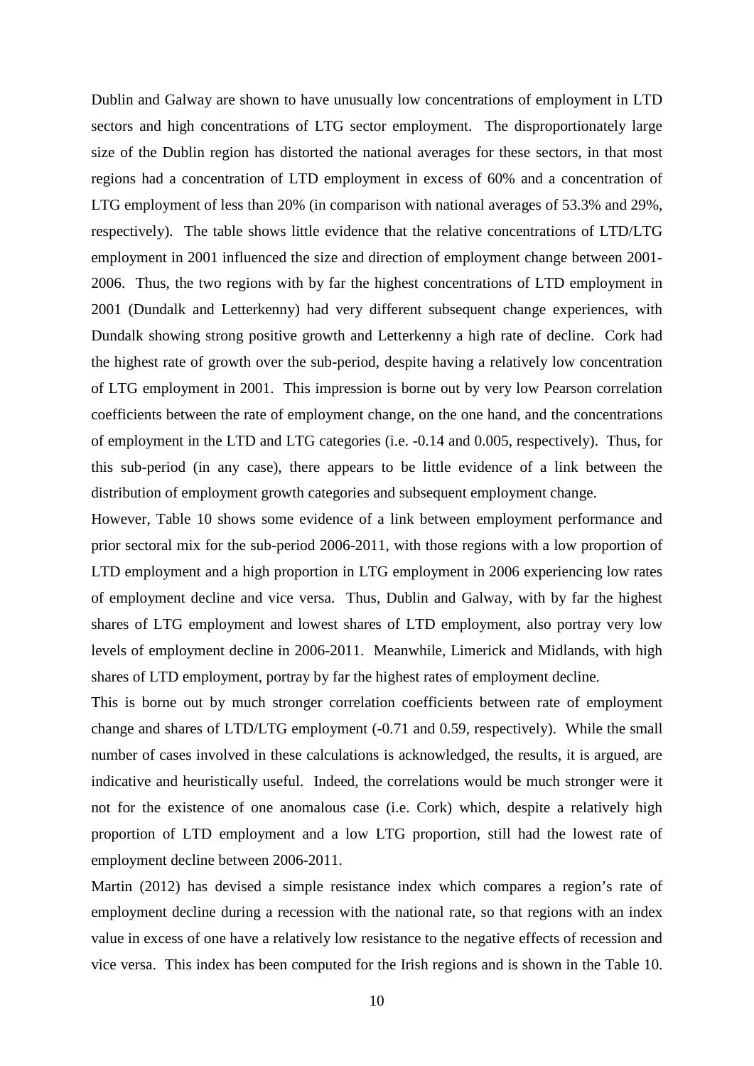Dublin and Galway are shown to have unusually low concentrations of employment in LTD sectors and high concentrations of LTG sector employment. The disproportionately large size of the Dublin region has distorted the national averages for these sectors, in that most regions had a concentration of LTD employment in excess of 60% and a concentration of LTG employment of less than 20% (in comparison with national averages of 53.3% and 29%, respectively). The table shows little evidence that the relative concentrations of LTD/LTG employment in 2001 influenced the size and direction of employment change between 2001-2006. Thus, the two regions with by far the highest concentrations of LTD employment in 2001 (Dundalk and Letterkenny) had very different subsequent change experiences, with Dundalk showing strong positive growth and Letterkenny a high rate of decline. Cork had the highest rate of growth over the sub-period, despite having a relatively low concentration of LTG employment in 2001. This impression is borne out by very low Pearson correlation coefficients between the rate of employment change, on the one hand, and the concentrations of employment in the LTD and LTG categories (i.e. -0.14 and 0.005, respectively). Thus, for this sub-period (in any case), there appears to be little evidence of a link between the distribution of employment growth categories and subsequent employment change.

However, Table 10 shows some evidence of a link between employment performance and prior sectoral mix for the sub-period 2006-2011, with those regions with a low proportion of LTD employment and a high proportion in LTG employment in 2006 experiencing low rates of employment decline and vice versa. Thus, Dublin and Galway, with by far the highest shares of LTG employment and lowest shares of LTD employment, also portray very low levels of employment decline in 2006-2011. Meanwhile, Limerick and Midlands, with high shares of LTD employment, portray by far the highest rates of employment decline.

This is borne out by much stronger correlation coefficients between rate of employment change and shares of LTD/LTG employment (-0.71 and 0.59, respectively). While the small number of cases involved in these calculations is acknowledged, the results, it is argued, are indicative and heuristically useful. Indeed, the correlations would be much stronger were it not for the existence of one anomalous case (i.e. Cork) which, despite a relatively high proportion of LTD employment and a low LTG proportion, still had the lowest rate of employment decline between 2006-2011.

Martin (2012) has devised a simple resistance index which compares a region's rate of employment decline during a recession with the national rate, so that regions with an index value in excess of one have a relatively low resistance to the negative effects of recession and vice versa. This index has been computed for the Irish regions and is shown in the Table 10.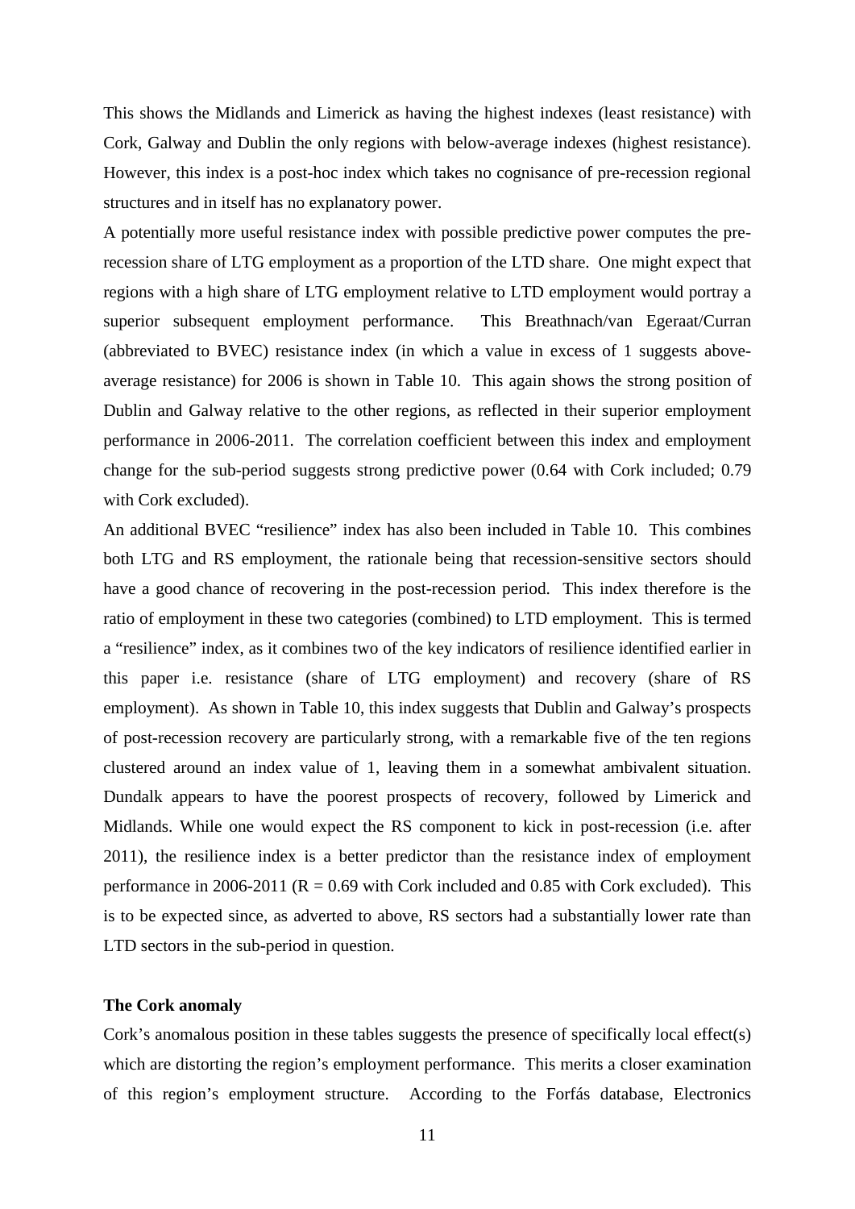This shows the Midlands and Limerick as having the highest indexes (least resistance) with Cork, Galway and Dublin the only regions with below-average indexes (highest resistance). However, this index is a post-hoc index which takes no cognisance of pre-recession regional structures and in itself has no explanatory power.

A potentially more useful resistance index with possible predictive power computes the pre-recession share of LTG employment as a proportion of the LTD share. One might expect that regions with a high share of LTG employment relative to LTD employment would portray a superior subsequent employment performance. This Breathnach/van Egeraat/Curran (abbreviated to BVEC) resistance index (in which a value in excess of 1 suggests above-average resistance) for 2006 is shown in Table 10. This again shows the strong position of Dublin and Galway relative to the other regions, as reflected in their superior employment performance in 2006-2011. The correlation coefficient between this index and employment change for the sub-period suggests strong predictive power (0.64 with Cork included; 0.79 with Cork excluded).

An additional BVEC "resilience" index has also been included in Table 10. This combines both LTG and RS employment, the rationale being that recession-sensitive sectors should have a good chance of recovering in the post-recession period. This index therefore is the ratio of employment in these two categories (combined) to LTD employment. This is termed a "resilience" index, as it combines two of the key indicators of resilience identified earlier in this paper i.e. resistance (share of LTG employment) and recovery (share of RS employment). As shown in Table 10, this index suggests that Dublin and Galway's prospects of post-recession recovery are particularly strong, with a remarkable five of the ten regions clustered around an index value of 1, leaving them in a somewhat ambivalent situation. Dundalk appears to have the poorest prospects of recovery, followed by Limerick and Midlands. While one would expect the RS component to kick in post-recession (i.e. after 2011), the resilience index is a better predictor than the resistance index of employment performance in 2006-2011 ($R = 0.69$ with Cork included and 0.85 with Cork excluded). This is to be expected since, as adverted to above, RS sectors had a substantially lower rate than LTD sectors in the sub-period in question.

**The Cork anomaly**

Cork's anomalous position in these tables suggests the presence of specifically local effect(s) which are distorting the region's employment performance. This merits a closer examination of this region's employment structure. According to the Forfás database, Electronics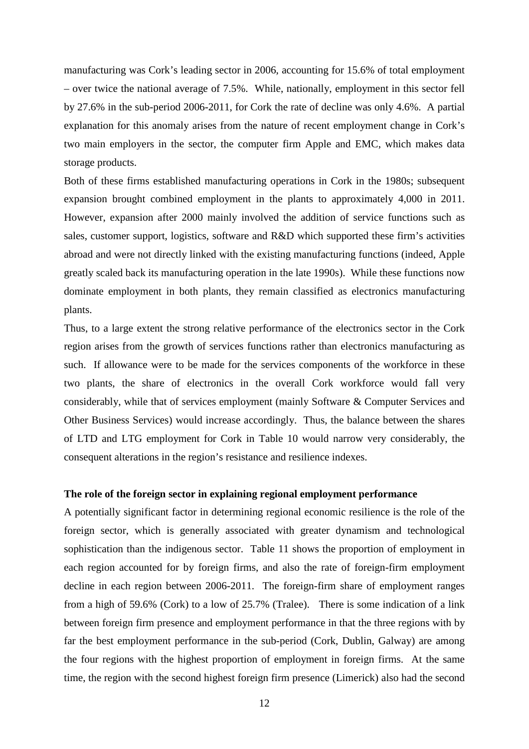manufacturing was Cork's leading sector in 2006, accounting for 15.6% of total employment – over twice the national average of 7.5%. While, nationally, employment in this sector fell by 27.6% in the sub-period 2006-2011, for Cork the rate of decline was only 4.6%. A partial explanation for this anomaly arises from the nature of recent employment change in Cork's two main employers in the sector, the computer firm Apple and EMC, which makes data storage products.

Both of these firms established manufacturing operations in Cork in the 1980s; subsequent expansion brought combined employment in the plants to approximately 4,000 in 2011. However, expansion after 2000 mainly involved the addition of service functions such as sales, customer support, logistics, software and R&D which supported these firm's activities abroad and were not directly linked with the existing manufacturing functions (indeed, Apple greatly scaled back its manufacturing operation in the late 1990s). While these functions now dominate employment in both plants, they remain classified as electronics manufacturing plants.

Thus, to a large extent the strong relative performance of the electronics sector in the Cork region arises from the growth of services functions rather than electronics manufacturing as such. If allowance were to be made for the services components of the workforce in these two plants, the share of electronics in the overall Cork workforce would fall very considerably, while that of services employment (mainly Software & Computer Services and Other Business Services) would increase accordingly. Thus, the balance between the shares of LTD and LTG employment for Cork in Table 10 would narrow very considerably, the consequent alterations in the region's resistance and resilience indexes.

**The role of the foreign sector in explaining regional employment performance**

A potentially significant factor in determining regional economic resilience is the role of the foreign sector, which is generally associated with greater dynamism and technological sophistication than the indigenous sector. Table 11 shows the proportion of employment in each region accounted for by foreign firms, and also the rate of foreign-firm employment decline in each region between 2006-2011. The foreign-firm share of employment ranges from a high of 59.6% (Cork) to a low of 25.7% (Tralee). There is some indication of a link between foreign firm presence and employment performance in that the three regions with by far the best employment performance in the sub-period (Cork, Dublin, Galway) are among the four regions with the highest proportion of employment in foreign firms. At the same time, the region with the second highest foreign firm presence (Limerick) also had the second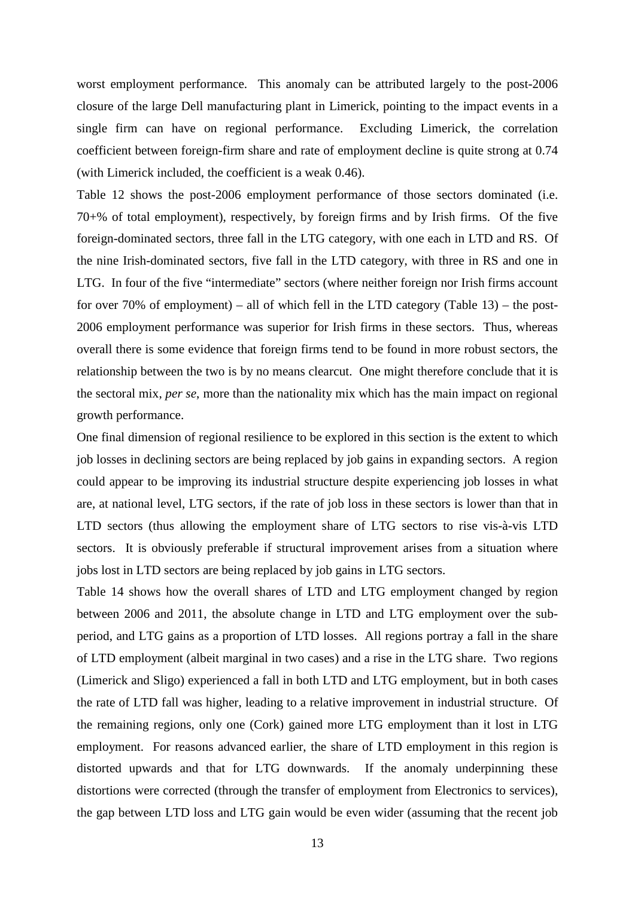worst employment performance. This anomaly can be attributed largely to the post-2006 closure of the large Dell manufacturing plant in Limerick, pointing to the impact events in a single firm can have on regional performance. Excluding Limerick, the correlation coefficient between foreign-firm share and rate of employment decline is quite strong at 0.74 (with Limerick included, the coefficient is a weak 0.46).

Table 12 shows the post-2006 employment performance of those sectors dominated (i.e. 70+% of total employment), respectively, by foreign firms and by Irish firms. Of the five foreign-dominated sectors, three fall in the LTG category, with one each in LTD and RS. Of the nine Irish-dominated sectors, five fall in the LTD category, with three in RS and one in LTG. In four of the five "intermediate" sectors (where neither foreign nor Irish firms account for over 70% of employment) – all of which fell in the LTD category (Table 13) – the post-2006 employment performance was superior for Irish firms in these sectors. Thus, whereas overall there is some evidence that foreign firms tend to be found in more robust sectors, the relationship between the two is by no means clearcut. One might therefore conclude that it is the sectoral mix, *per se*, more than the nationality mix which has the main impact on regional growth performance.

One final dimension of regional resilience to be explored in this section is the extent to which job losses in declining sectors are being replaced by job gains in expanding sectors. A region could appear to be improving its industrial structure despite experiencing job losses in what are, at national level, LTG sectors, if the rate of job loss in these sectors is lower than that in LTD sectors (thus allowing the employment share of LTG sectors to rise vis-à-vis LTD sectors. It is obviously preferable if structural improvement arises from a situation where jobs lost in LTD sectors are being replaced by job gains in LTG sectors.

Table 14 shows how the overall shares of LTD and LTG employment changed by region between 2006 and 2011, the absolute change in LTD and LTG employment over the sub-period, and LTG gains as a proportion of LTD losses. All regions portray a fall in the share of LTD employment (albeit marginal in two cases) and a rise in the LTG share. Two regions (Limerick and Sligo) experienced a fall in both LTD and LTG employment, but in both cases the rate of LTD fall was higher, leading to a relative improvement in industrial structure. Of the remaining regions, only one (Cork) gained more LTG employment than it lost in LTG employment. For reasons advanced earlier, the share of LTD employment in this region is distorted upwards and that for LTG downwards. If the anomaly underpinning these distortions were corrected (through the transfer of employment from Electronics to services), the gap between LTD loss and LTG gain would be even wider (assuming that the recent job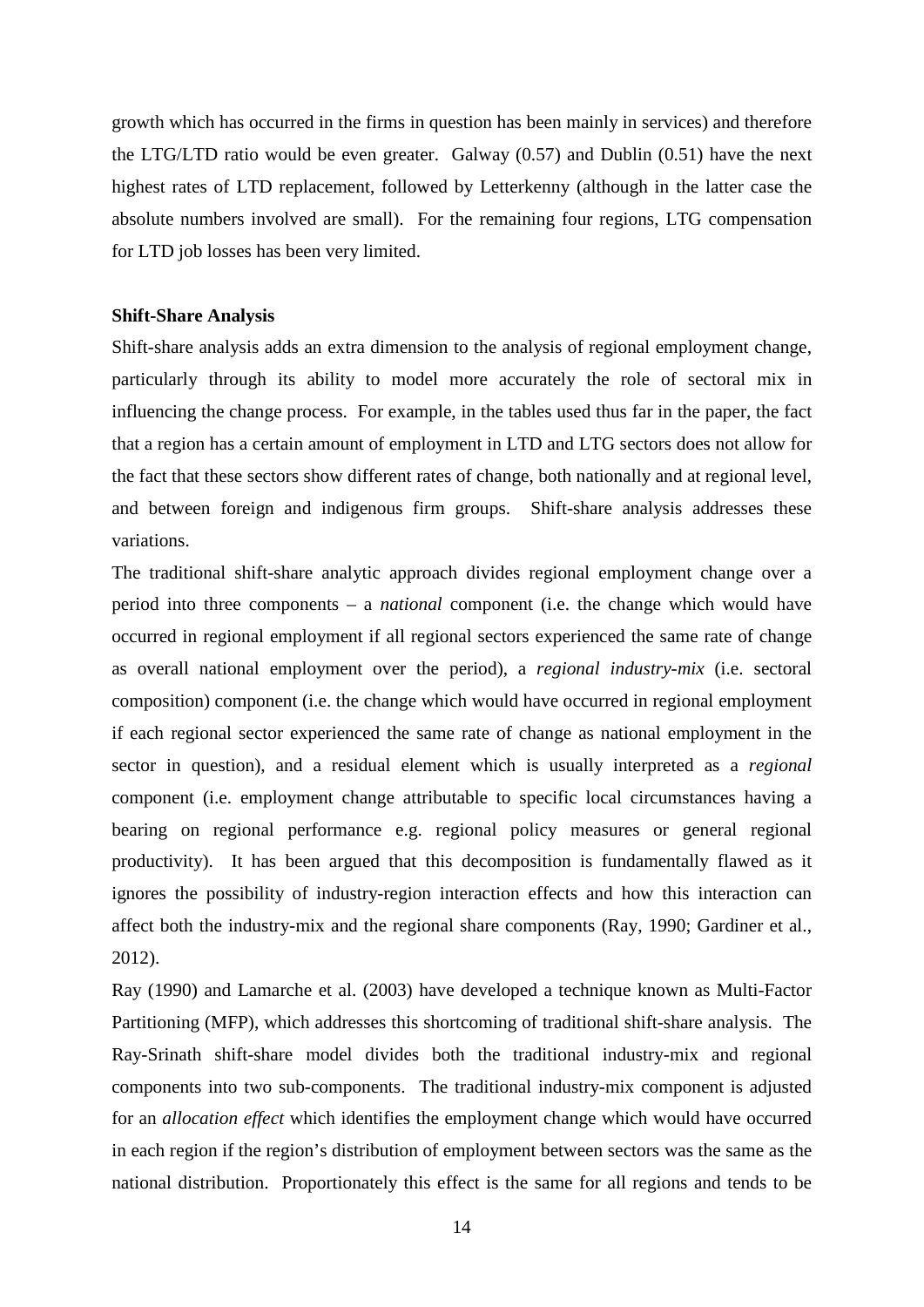growth which has occurred in the firms in question has been mainly in services) and therefore the LTG/LTD ratio would be even greater. Galway (0.57) and Dublin (0.51) have the next highest rates of LTD replacement, followed by Letterkenny (although in the latter case the absolute numbers involved are small). For the remaining four regions, LTG compensation for LTD job losses has been very limited.

**Shift-Share Analysis**

Shift-share analysis adds an extra dimension to the analysis of regional employment change, particularly through its ability to model more accurately the role of sectoral mix in influencing the change process. For example, in the tables used thus far in the paper, the fact that a region has a certain amount of employment in LTD and LTG sectors does not allow for the fact that these sectors show different rates of change, both nationally and at regional level, and between foreign and indigenous firm groups. Shift-share analysis addresses these variations.

The traditional shift-share analytic approach divides regional employment change over a period into three components – a *national* component (i.e. the change which would have occurred in regional employment if all regional sectors experienced the same rate of change as overall national employment over the period), a *regional industry-mix* (i.e. sectoral composition) component (i.e. the change which would have occurred in regional employment if each regional sector experienced the same rate of change as national employment in the sector in question), and a residual element which is usually interpreted as a *regional* component (i.e. employment change attributable to specific local circumstances having a bearing on regional performance e.g. regional policy measures or general regional productivity). It has been argued that this decomposition is fundamentally flawed as it ignores the possibility of industry-region interaction effects and how this interaction can affect both the industry-mix and the regional share components (Ray, 1990; Gardiner et al., 2012).

Ray (1990) and Lamarche et al. (2003) have developed a technique known as Multi-Factor Partitioning (MFP), which addresses this shortcoming of traditional shift-share analysis. The Ray-Srinath shift-share model divides both the traditional industry-mix and regional components into two sub-components. The traditional industry-mix component is adjusted for an *allocation effect* which identifies the employment change which would have occurred in each region if the region's distribution of employment between sectors was the same as the national distribution. Proportionately this effect is the same for all regions and tends to be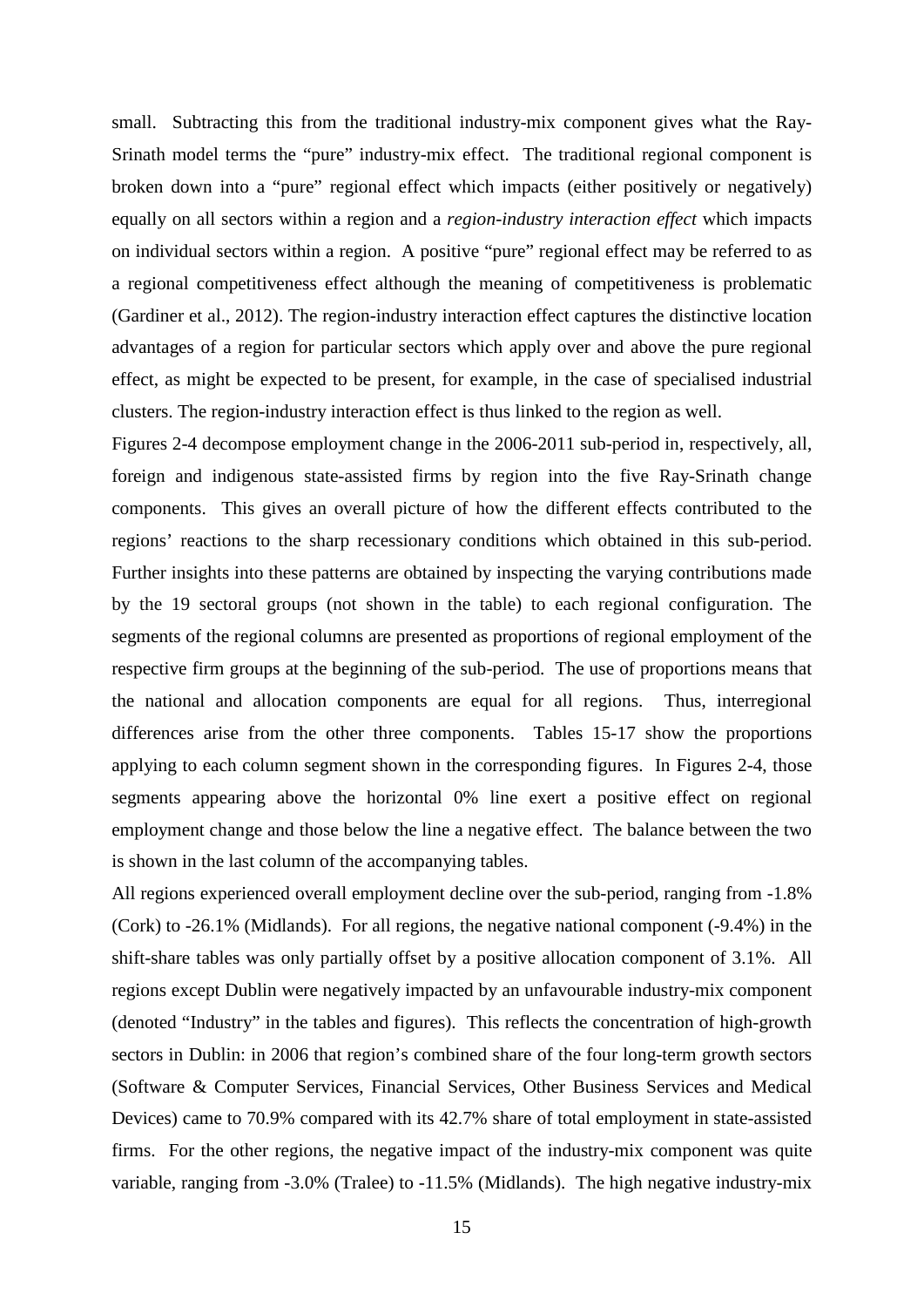small. Subtracting this from the traditional industry-mix component gives what the Ray-Srinath model terms the "pure" industry-mix effect. The traditional regional component is broken down into a "pure" regional effect which impacts (either positively or negatively) equally on all sectors within a region and a *region-industry interaction effect* which impacts on individual sectors within a region. A positive "pure" regional effect may be referred to as a regional competitiveness effect although the meaning of competitiveness is problematic (Gardiner et al., 2012). The region-industry interaction effect captures the distinctive location advantages of a region for particular sectors which apply over and above the pure regional effect, as might be expected to be present, for example, in the case of specialised industrial clusters. The region-industry interaction effect is thus linked to the region as well.

Figures 2-4 decompose employment change in the 2006-2011 sub-period in, respectively, all, foreign and indigenous state-assisted firms by region into the five Ray-Srinath change components. This gives an overall picture of how the different effects contributed to the regions' reactions to the sharp recessionary conditions which obtained in this sub-period. Further insights into these patterns are obtained by inspecting the varying contributions made by the 19 sectoral groups (not shown in the table) to each regional configuration. The segments of the regional columns are presented as proportions of regional employment of the respective firm groups at the beginning of the sub-period. The use of proportions means that the national and allocation components are equal for all regions. Thus, interregional differences arise from the other three components. Tables 15-17 show the proportions applying to each column segment shown in the corresponding figures. In Figures 2-4, those segments appearing above the horizontal 0% line exert a positive effect on regional employment change and those below the line a negative effect. The balance between the two is shown in the last column of the accompanying tables.

All regions experienced overall employment decline over the sub-period, ranging from -1.8% (Cork) to -26.1% (Midlands). For all regions, the negative national component (-9.4%) in the shift-share tables was only partially offset by a positive allocation component of 3.1%. All regions except Dublin were negatively impacted by an unfavourable industry-mix component (denoted "Industry" in the tables and figures). This reflects the concentration of high-growth sectors in Dublin: in 2006 that region's combined share of the four long-term growth sectors (Software & Computer Services, Financial Services, Other Business Services and Medical Devices) came to 70.9% compared with its 42.7% share of total employment in state-assisted firms. For the other regions, the negative impact of the industry-mix component was quite variable, ranging from -3.0% (Tralee) to -11.5% (Midlands). The high negative industry-mix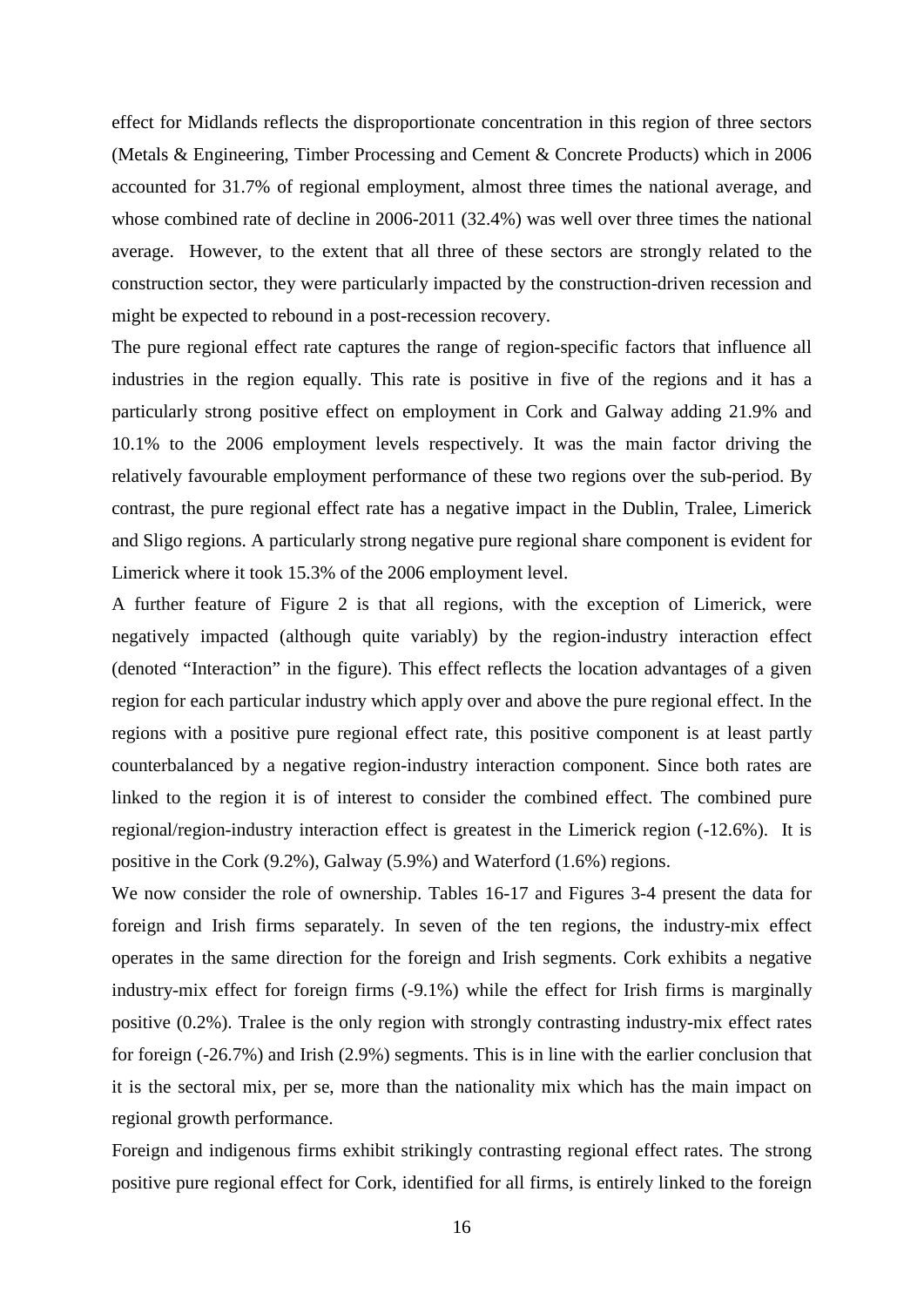effect for Midlands reflects the disproportionate concentration in this region of three sectors (Metals & Engineering, Timber Processing and Cement & Concrete Products) which in 2006 accounted for 31.7% of regional employment, almost three times the national average, and whose combined rate of decline in 2006-2011 (32.4%) was well over three times the national average. However, to the extent that all three of these sectors are strongly related to the construction sector, they were particularly impacted by the construction-driven recession and might be expected to rebound in a post-recession recovery.

The pure regional effect rate captures the range of region-specific factors that influence all industries in the region equally. This rate is positive in five of the regions and it has a particularly strong positive effect on employment in Cork and Galway adding 21.9% and 10.1% to the 2006 employment levels respectively. It was the main factor driving the relatively favourable employment performance of these two regions over the sub-period. By contrast, the pure regional effect rate has a negative impact in the Dublin, Tralee, Limerick and Sligo regions. A particularly strong negative pure regional share component is evident for Limerick where it took 15.3% of the 2006 employment level.

A further feature of Figure 2 is that all regions, with the exception of Limerick, were negatively impacted (although quite variably) by the region-industry interaction effect (denoted "Interaction" in the figure). This effect reflects the location advantages of a given region for each particular industry which apply over and above the pure regional effect. In the regions with a positive pure regional effect rate, this positive component is at least partly counterbalanced by a negative region-industry interaction component. Since both rates are linked to the region it is of interest to consider the combined effect. The combined pure regional/region-industry interaction effect is greatest in the Limerick region (-12.6%). It is positive in the Cork (9.2%), Galway (5.9%) and Waterford (1.6%) regions.

We now consider the role of ownership. Tables 16-17 and Figures 3-4 present the data for foreign and Irish firms separately. In seven of the ten regions, the industry-mix effect operates in the same direction for the foreign and Irish segments. Cork exhibits a negative industry-mix effect for foreign firms (-9.1%) while the effect for Irish firms is marginally positive (0.2%). Tralee is the only region with strongly contrasting industry-mix effect rates for foreign (-26.7%) and Irish (2.9%) segments. This is in line with the earlier conclusion that it is the sectoral mix, per se, more than the nationality mix which has the main impact on regional growth performance.

Foreign and indigenous firms exhibit strikingly contrasting regional effect rates. The strong positive pure regional effect for Cork, identified for all firms, is entirely linked to the foreign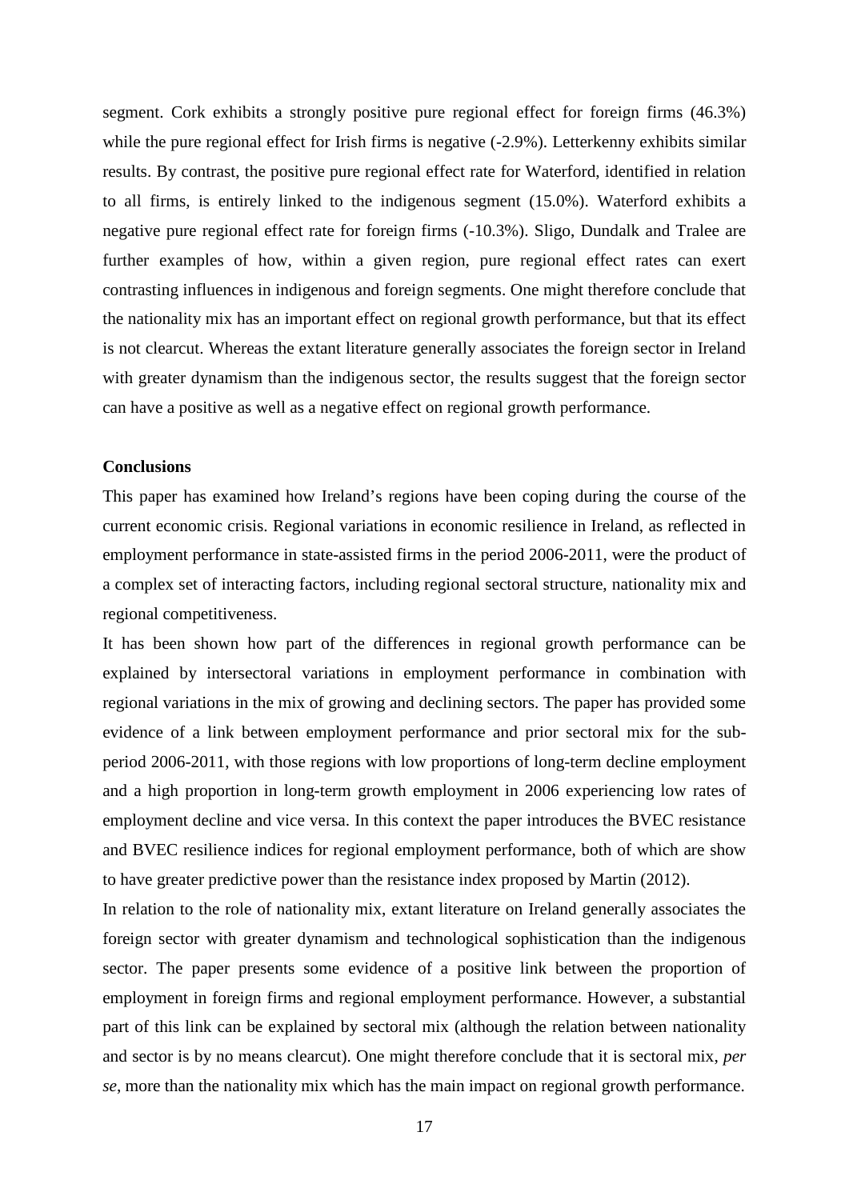segment. Cork exhibits a strongly positive pure regional effect for foreign firms (46.3%) while the pure regional effect for Irish firms is negative (-2.9%). Letterkenny exhibits similar results. By contrast, the positive pure regional effect rate for Waterford, identified in relation to all firms, is entirely linked to the indigenous segment (15.0%). Waterford exhibits a negative pure regional effect rate for foreign firms (-10.3%). Sligo, Dundalk and Tralee are further examples of how, within a given region, pure regional effect rates can exert contrasting influences in indigenous and foreign segments. One might therefore conclude that the nationality mix has an important effect on regional growth performance, but that its effect is not clearcut. Whereas the extant literature generally associates the foreign sector in Ireland with greater dynamism than the indigenous sector, the results suggest that the foreign sector can have a positive as well as a negative effect on regional growth performance.

**Conclusions**

This paper has examined how Ireland's regions have been coping during the course of the current economic crisis. Regional variations in economic resilience in Ireland, as reflected in employment performance in state-assisted firms in the period 2006-2011, were the product of a complex set of interacting factors, including regional sectoral structure, nationality mix and regional competitiveness.

It has been shown how part of the differences in regional growth performance can be explained by intersectoral variations in employment performance in combination with regional variations in the mix of growing and declining sectors. The paper has provided some evidence of a link between employment performance and prior sectoral mix for the sub-period 2006-2011, with those regions with low proportions of long-term decline employment and a high proportion in long-term growth employment in 2006 experiencing low rates of employment decline and vice versa. In this context the paper introduces the BVEC resistance and BVEC resilience indices for regional employment performance, both of which are show to have greater predictive power than the resistance index proposed by Martin (2012).

In relation to the role of nationality mix, extant literature on Ireland generally associates the foreign sector with greater dynamism and technological sophistication than the indigenous sector. The paper presents some evidence of a positive link between the proportion of employment in foreign firms and regional employment performance. However, a substantial part of this link can be explained by sectoral mix (although the relation between nationality and sector is by no means clearcut). One might therefore conclude that it is sectoral mix, *per se*, more than the nationality mix which has the main impact on regional growth performance.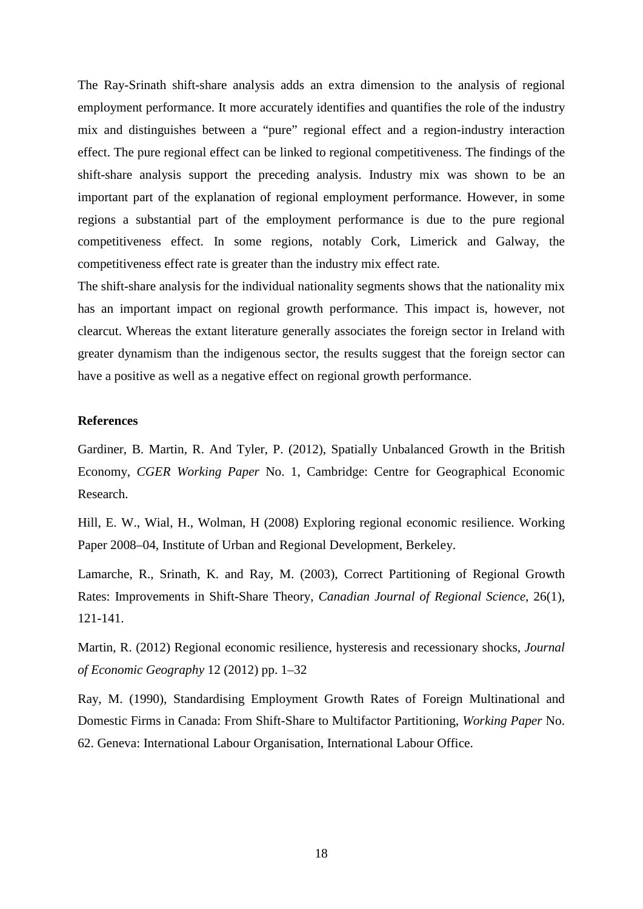The Ray-Srinath shift-share analysis adds an extra dimension to the analysis of regional employment performance. It more accurately identifies and quantifies the role of the industry mix and distinguishes between a "pure" regional effect and a region-industry interaction effect. The pure regional effect can be linked to regional competitiveness. The findings of the shift-share analysis support the preceding analysis. Industry mix was shown to be an important part of the explanation of regional employment performance. However, in some regions a substantial part of the employment performance is due to the pure regional competitiveness effect. In some regions, notably Cork, Limerick and Galway, the competitiveness effect rate is greater than the industry mix effect rate.

The shift-share analysis for the individual nationality segments shows that the nationality mix has an important impact on regional growth performance. This impact is, however, not clearcut. Whereas the extant literature generally associates the foreign sector in Ireland with greater dynamism than the indigenous sector, the results suggest that the foreign sector can have a positive as well as a negative effect on regional growth performance.

**References**

Gardiner, B. Martin, R. And Tyler, P. (2012), Spatially Unbalanced Growth in the British Economy, *CGER Working Paper* No. 1, Cambridge: Centre for Geographical Economic Research.

Hill, E. W., Wial, H., Wolman, H (2008) Exploring regional economic resilience. Working Paper 2008–04, Institute of Urban and Regional Development, Berkeley.

Lamarche, R., Srinath, K. and Ray, M. (2003), Correct Partitioning of Regional Growth Rates: Improvements in Shift-Share Theory, *Canadian Journal of Regional Science*, 26(1), 121-141.

Martin, R. (2012) Regional economic resilience, hysteresis and recessionary shocks, *Journal of Economic Geography* 12 (2012) pp. 1–32

Ray, M. (1990), Standardising Employment Growth Rates of Foreign Multinational and Domestic Firms in Canada: From Shift-Share to Multifactor Partitioning, *Working Paper* No. 62. Geneva: International Labour Organisation, International Labour Office.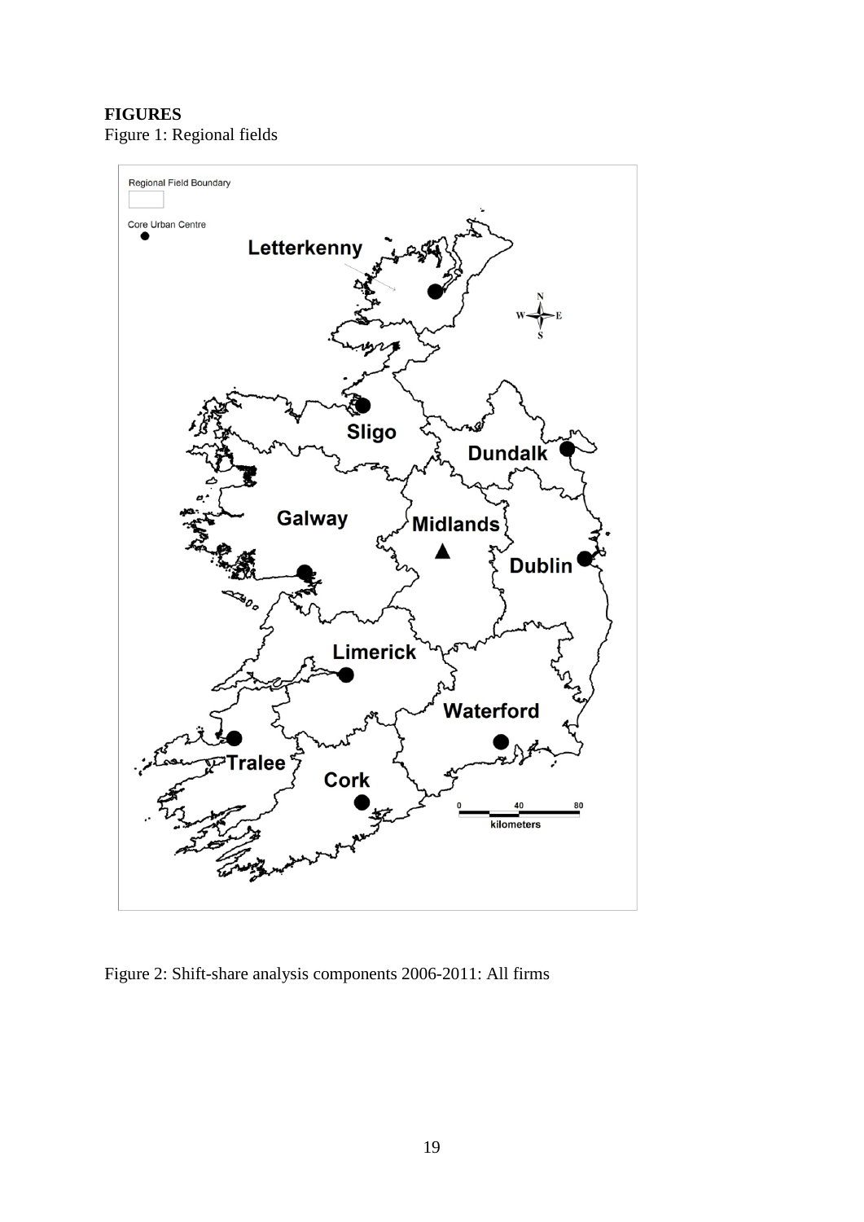**FIGURES**

Figure 1: Regional fields

Regional Field Boundary

Core Urban Centre

Letterkenny

Sligo

Dundalk

Galway

Midlands

Dublin

Limerick

Waterford

Tralee

Cork

N

W

E

S

0

40

80

kilometers

Figure 2: Shift-share analysis components 2006-2011: All firms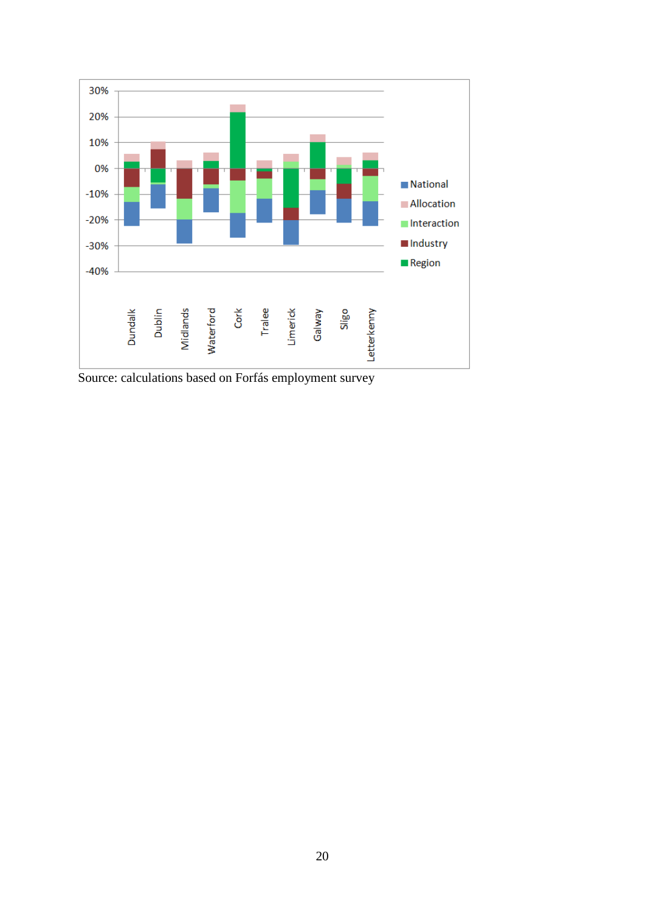30%
20%
10%
0%
-10%
-20%
-30%
-40%

National
Allocation
Interaction
Industry
Region

Dundalk
Dublin
Midlands
Waterford
Cork
Tralee
Limerick
Galway
Sligo
Letterkenny

Source: calculations based on Forfás employment survey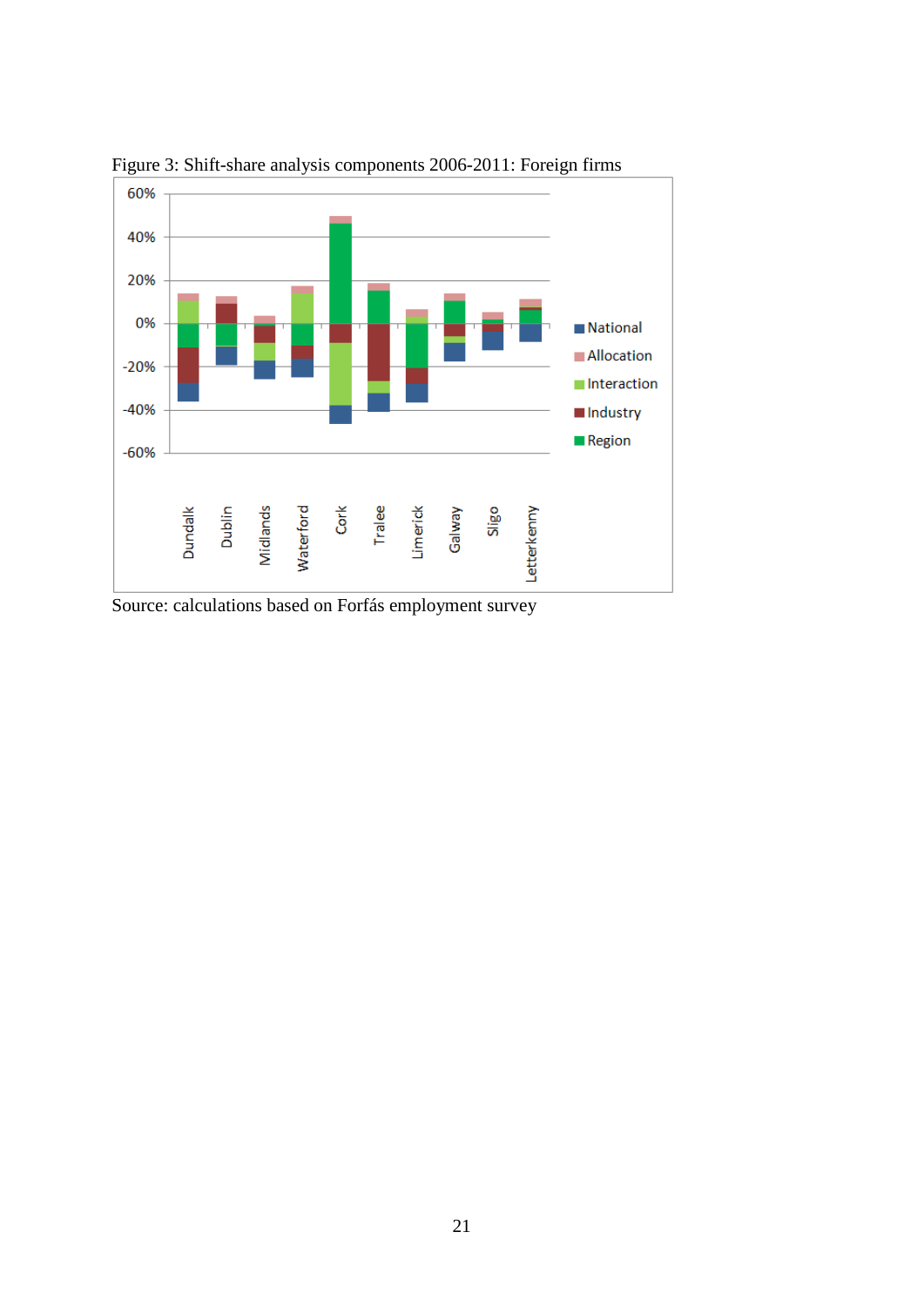Figure 3: Shift-share analysis components 2006-2011: Foreign firms

60%
40%
20%
0%
-20%
-40%
-60%

National
Allocation
Interaction
Industry
Region

Dundalk
Dublin
Midlands
Waterford
Cork
Tralee
Limerick
Galway
Sligo
Letterkenny

Source: calculations based on Forfás employment survey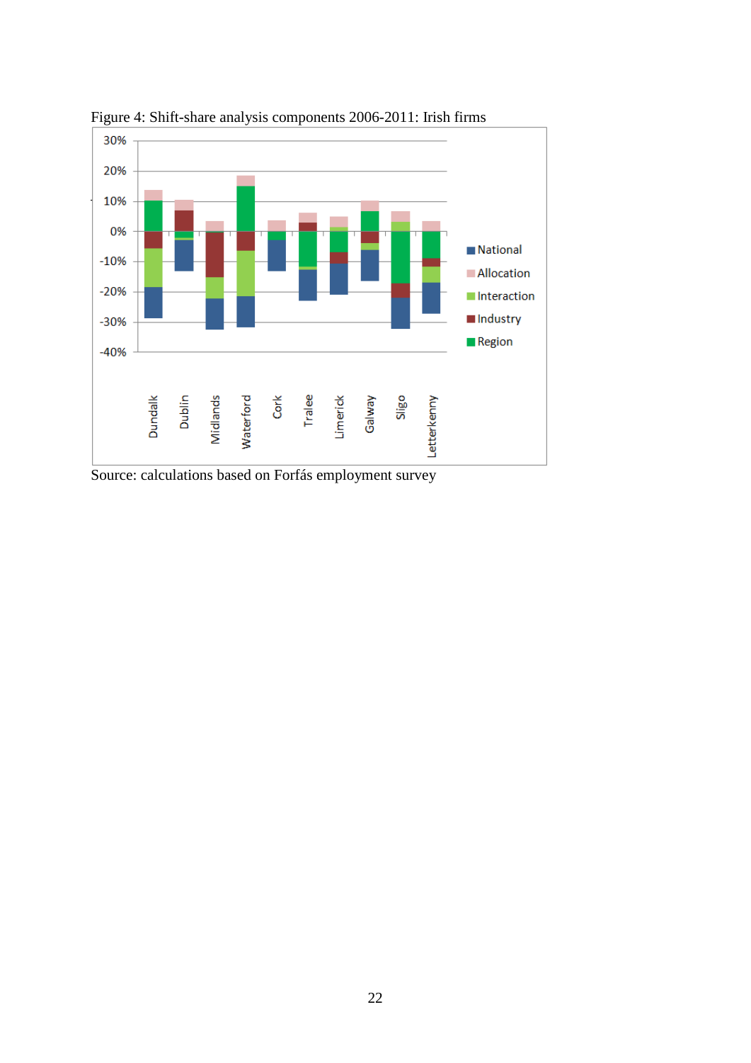Figure 4: Shift-share analysis components 2006-2011: Irish firms

30%
20%
10%
0%
-10%
-20%
-30%
-40%

Dundalk
Dublin
Midlands
Waterford
Cork
Tralee
Limerick
Galway
Sligo
Letterkenny

National
Allocation
Interaction
Industry
Region

Source: calculations based on Forfás employment survey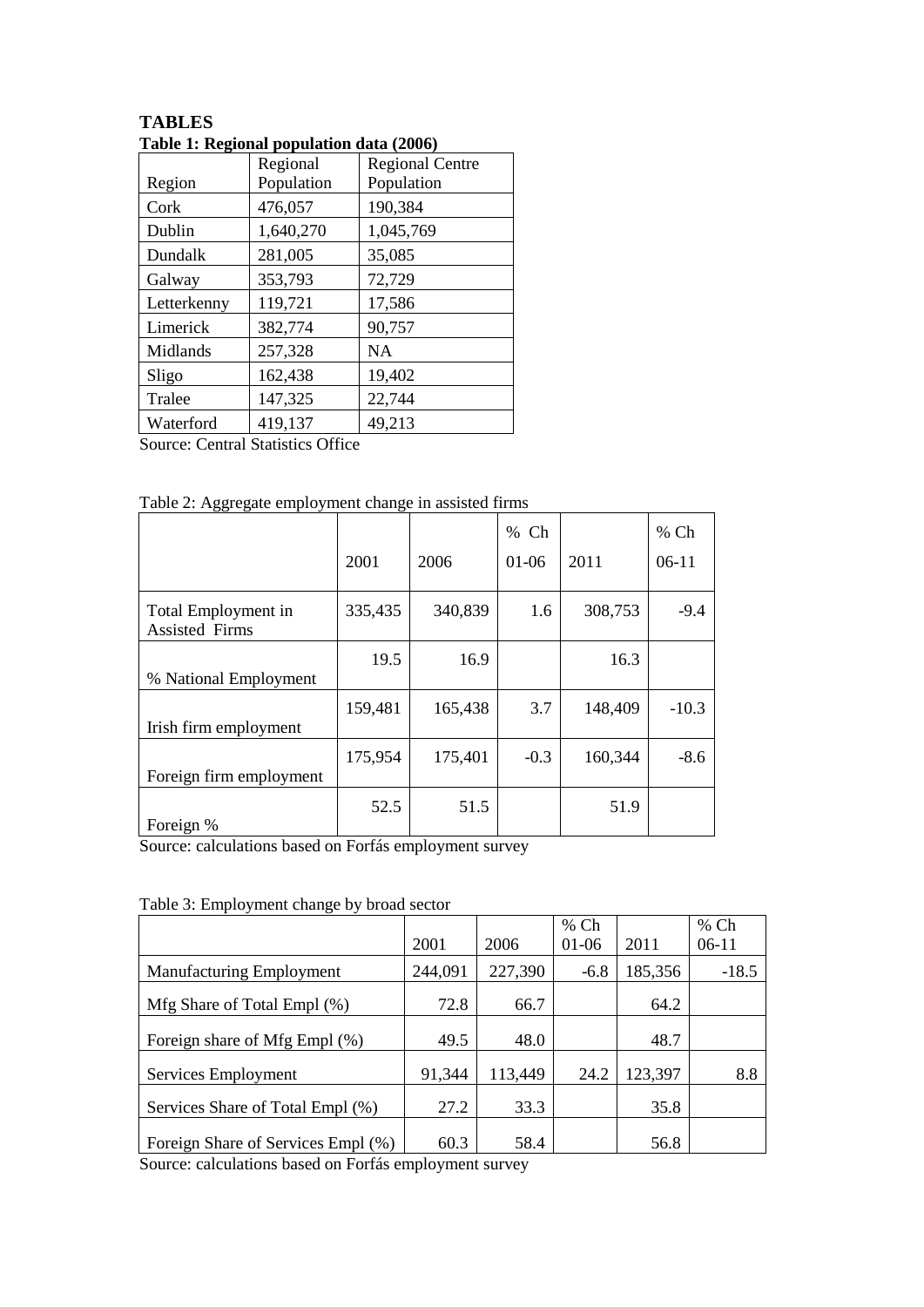# TABLES

**Table 1: Regional population data (2006)**

| Region | Regional Population | Regional Centre Population |
|---|---|---|
| Cork | 476,057 | 190,384 |
| Dublin | 1,640,270 | 1,045,769 |
| Dundalk | 281,005 | 35,085 |
| Galway | 353,793 | 72,729 |
| Letterkenny | 119,721 | 17,586 |
| Limerick | 382,774 | 90,757 |
| Midlands | 257,328 | NA |
| Sligo | 162,438 | 19,402 |
| Tralee | 147,325 | 22,744 |
| Waterford | 419,137 | 49,213 |

Source: Central Statistics Office

Table 2: Aggregate employment change in assisted firms

| | 2001 | 2006 | % Ch 01-06 | 2011 | % Ch 06-11 |
|---|---|---|---|---|---|
| Total Employment in Assisted Firms | 335,435 | 340,839 | 1.6 | 308,753 | -9.4 |
| % National Employment | 19.5 | 16.9 | | 16.3 | |
| Irish firm employment | 159,481 | 165,438 | 3.7 | 148,409 | -10.3 |
| Foreign firm employment | 175,954 | 175,401 | -0.3 | 160,344 | -8.6 |
| Foreign % | 52.5 | 51.5 | | 51.9 | |

Source: calculations based on Forfás employment survey

Table 3: Employment change by broad sector

| | 2001 | 2006 | % Ch 01-06 | 2011 | % Ch 06-11 |
|---|---|---|---|---|---|
| Manufacturing Employment | 244,091 | 227,390 | -6.8 | 185,356 | -18.5 |
| Mfg Share of Total Empl (%) | 72.8 | 66.7 | | 64.2 | |
| Foreign share of Mfg Empl (%) | 49.5 | 48.0 | | 48.7 | |
| Services Employment | 91,344 | 113,449 | 24.2 | 123,397 | 8.8 |
| Services Share of Total Empl (%) | 27.2 | 33.3 | | 35.8 | |
| Foreign Share of Services Empl (%) | 60.3 | 58.4 | | 56.8 | |

Source: calculations based on Forfás employment survey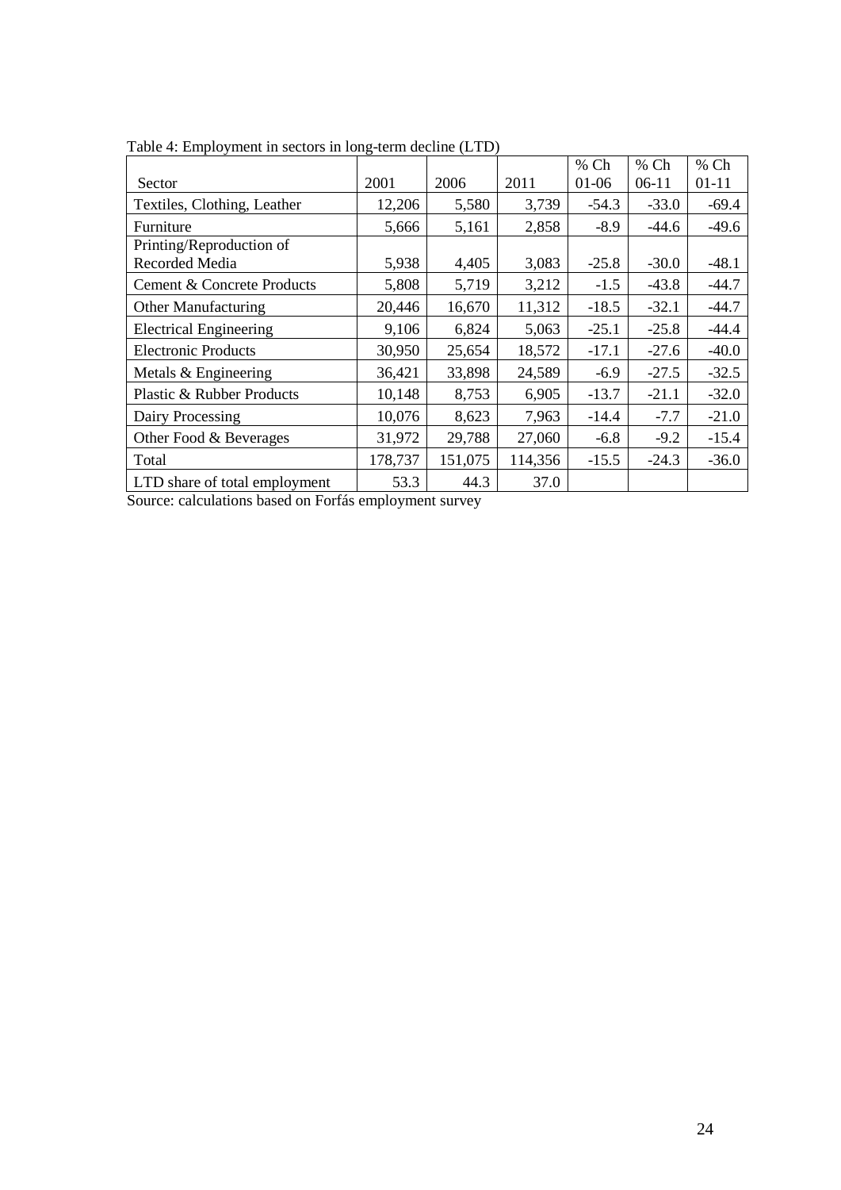Table 4: Employment in sectors in long-term decline (LTD)

| Sector | 2001 | 2006 | 2011 | % Ch 01-06 | % Ch 06-11 | % Ch 01-11 |
|---|---|---|---|---|---|---|
| Textiles, Clothing, Leather | 12,206 | 5,580 | 3,739 | -54.3 | -33.0 | -69.4 |
| Furniture | 5,666 | 5,161 | 2,858 | -8.9 | -44.6 | -49.6 |
| Printing/Reproduction of Recorded Media | 5,938 | 4,405 | 3,083 | -25.8 | -30.0 | -48.1 |
| Cement & Concrete Products | 5,808 | 5,719 | 3,212 | -1.5 | -43.8 | -44.7 |
| Other Manufacturing | 20,446 | 16,670 | 11,312 | -18.5 | -32.1 | -44.7 |
| Electrical Engineering | 9,106 | 6,824 | 5,063 | -25.1 | -25.8 | -44.4 |
| Electronic Products | 30,950 | 25,654 | 18,572 | -17.1 | -27.6 | -40.0 |
| Metals & Engineering | 36,421 | 33,898 | 24,589 | -6.9 | -27.5 | -32.5 |
| Plastic & Rubber Products | 10,148 | 8,753 | 6,905 | -13.7 | -21.1 | -32.0 |
| Dairy Processing | 10,076 | 8,623 | 7,963 | -14.4 | -7.7 | -21.0 |
| Other Food & Beverages | 31,972 | 29,788 | 27,060 | -6.8 | -9.2 | -15.4 |
| Total | 178,737 | 151,075 | 114,356 | -15.5 | -24.3 | -36.0 |
| LTD share of total employment | 53.3 | 44.3 | 37.0 | | | |

Source: calculations based on Forfás employment survey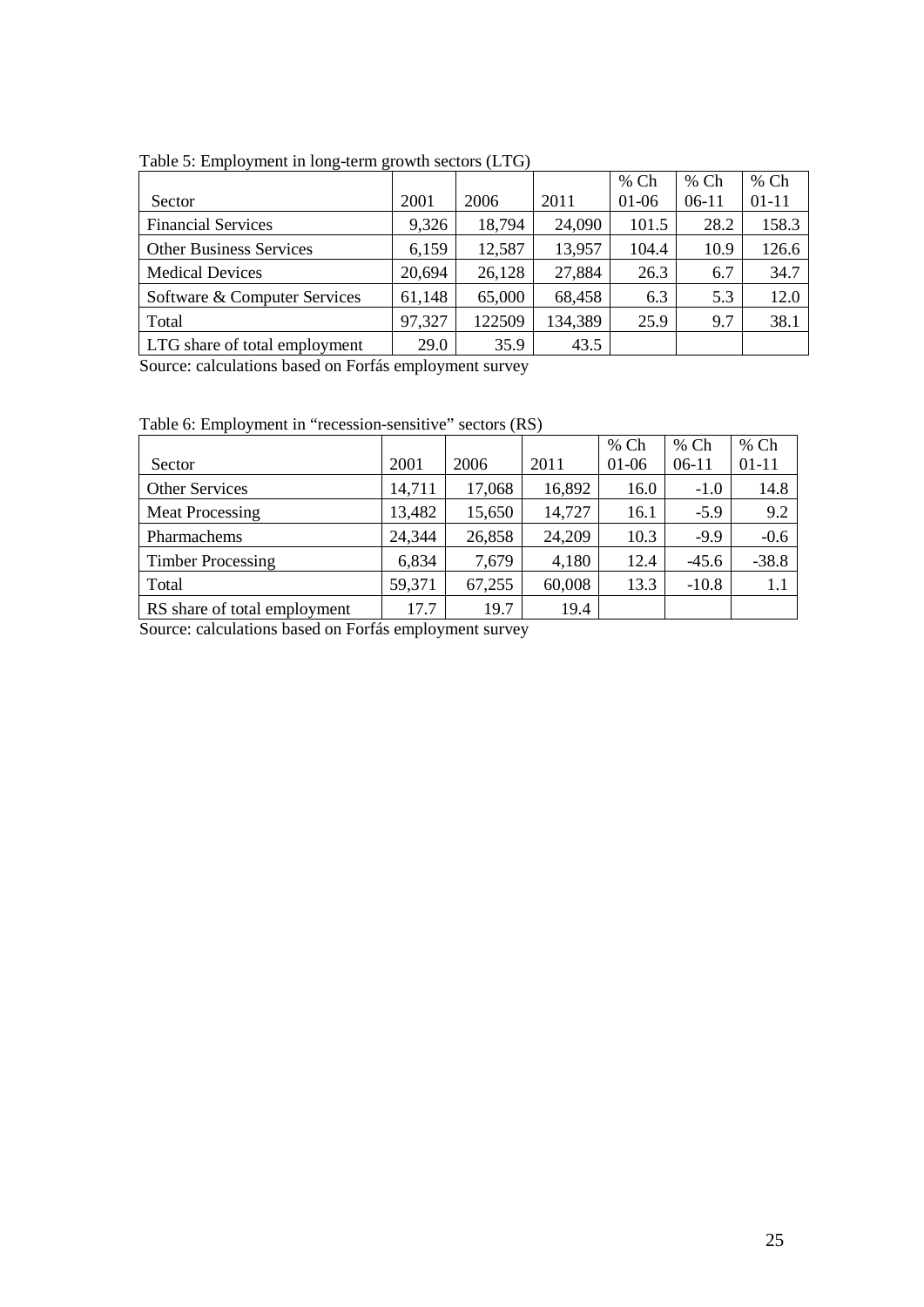Table 5: Employment in long-term growth sectors (LTG)

| Sector | 2001 | 2006 | 2011 | % Ch 01-06 | % Ch 06-11 | % Ch 01-11 |
|---|---|---|---|---|---|---|
| Financial Services | 9,326 | 18,794 | 24,090 | 101.5 | 28.2 | 158.3 |
| Other Business Services | 6,159 | 12,587 | 13,957 | 104.4 | 10.9 | 126.6 |
| Medical Devices | 20,694 | 26,128 | 27,884 | 26.3 | 6.7 | 34.7 |
| Software & Computer Services | 61,148 | 65,000 | 68,458 | 6.3 | 5.3 | 12.0 |
| Total | 97,327 | 122509 | 134,389 | 25.9 | 9.7 | 38.1 |
| LTG share of total employment | 29.0 | 35.9 | 43.5 | | | |

Source: calculations based on Forfás employment survey

Table 6: Employment in "recession-sensitive" sectors (RS)

| Sector | 2001 | 2006 | 2011 | % Ch 01-06 | % Ch 06-11 | % Ch 01-11 |
|---|---|---|---|---|---|---|
| Other Services | 14,711 | 17,068 | 16,892 | 16.0 | -1.0 | 14.8 |
| Meat Processing | 13,482 | 15,650 | 14,727 | 16.1 | -5.9 | 9.2 |
| Pharmachems | 24,344 | 26,858 | 24,209 | 10.3 | -9.9 | -0.6 |
| Timber Processing | 6,834 | 7,679 | 4,180 | 12.4 | -45.6 | -38.8 |
| Total | 59,371 | 67,255 | 60,008 | 13.3 | -10.8 | 1.1 |
| RS share of total employment | 17.7 | 19.7 | 19.4 | | | |

Source: calculations based on Forfás employment survey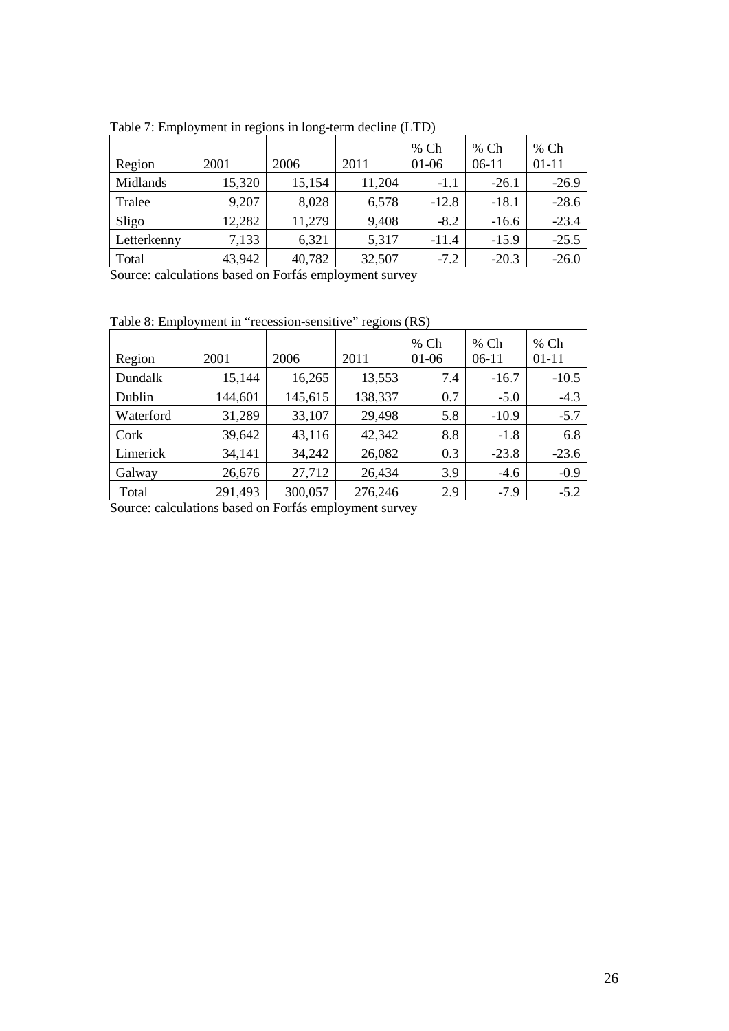Table 7: Employment in regions in long-term decline (LTD)

| Region | 2001 | 2006 | 2011 | % Ch 01-06 | % Ch 06-11 | % Ch 01-11 |
|---|---|---|---|---|---|---|
| Midlands | 15,320 | 15,154 | 11,204 | -1.1 | -26.1 | -26.9 |
| Tralee | 9,207 | 8,028 | 6,578 | -12.8 | -18.1 | -28.6 |
| Sligo | 12,282 | 11,279 | 9,408 | -8.2 | -16.6 | -23.4 |
| Letterkenny | 7,133 | 6,321 | 5,317 | -11.4 | -15.9 | -25.5 |
| Total | 43,942 | 40,782 | 32,507 | -7.2 | -20.3 | -26.0 |

Source: calculations based on Forfás employment survey

Table 8: Employment in "recession-sensitive" regions (RS)

| Region | 2001 | 2006 | 2011 | % Ch 01-06 | % Ch 06-11 | % Ch 01-11 |
|---|---|---|---|---|---|---|
| Dundalk | 15,144 | 16,265 | 13,553 | 7.4 | -16.7 | -10.5 |
| Dublin | 144,601 | 145,615 | 138,337 | 0.7 | -5.0 | -4.3 |
| Waterford | 31,289 | 33,107 | 29,498 | 5.8 | -10.9 | -5.7 |
| Cork | 39,642 | 43,116 | 42,342 | 8.8 | -1.8 | 6.8 |
| Limerick | 34,141 | 34,242 | 26,082 | 0.3 | -23.8 | -23.6 |
| Galway | 26,676 | 27,712 | 26,434 | 3.9 | -4.6 | -0.9 |
| Total | 291,493 | 300,057 | 276,246 | 2.9 | -7.9 | -5.2 |

Source: calculations based on Forfás employment survey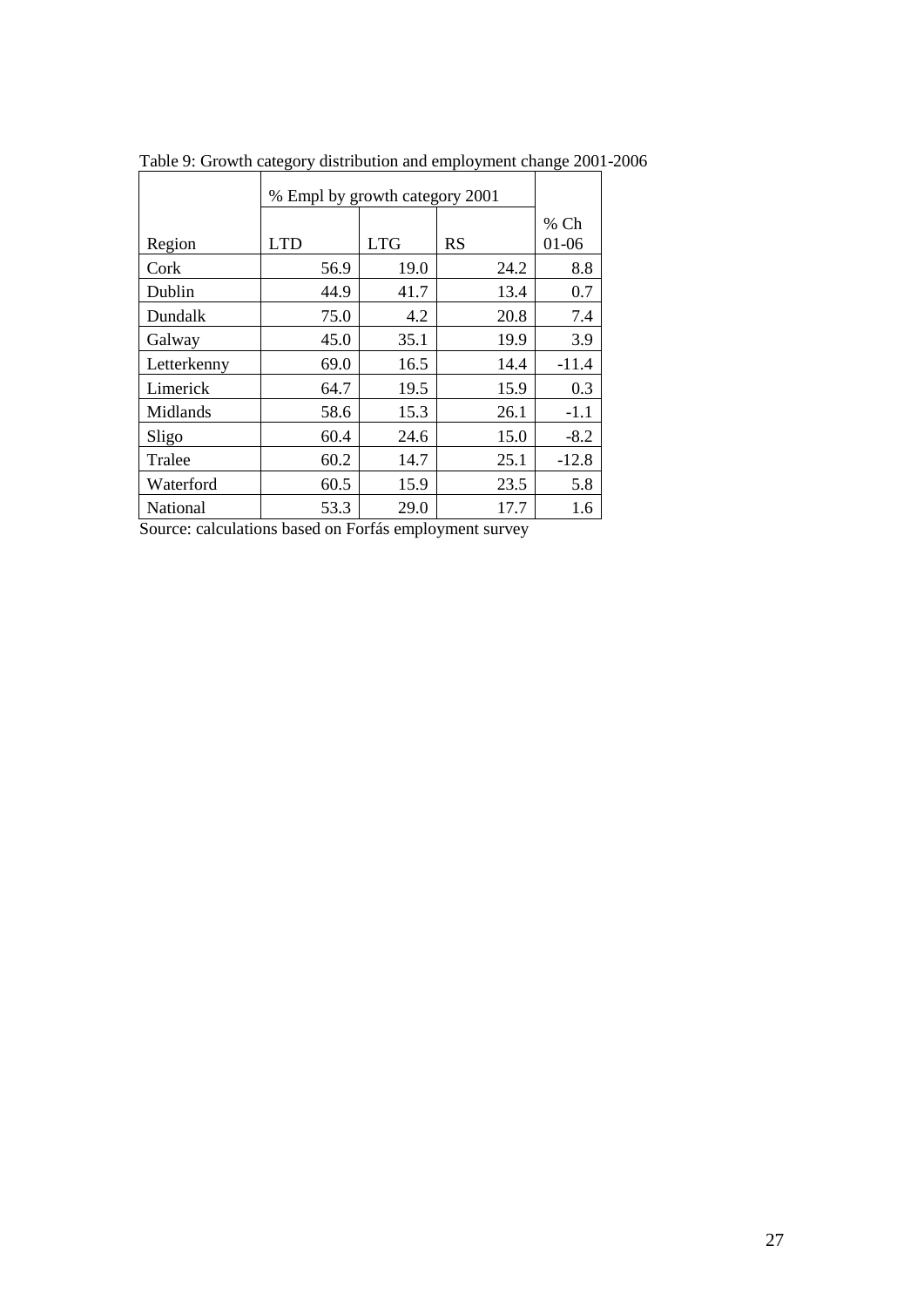Table 9: Growth category distribution and employment change 2001-2006

| | % Empl by growth category 2001 | | | |
|---|---|---|---|---|
| Region | LTD | LTG | RS | % Ch 01-06 |
| Cork | 56.9 | 19.0 | 24.2 | 8.8 |
| Dublin | 44.9 | 41.7 | 13.4 | 0.7 |
| Dundalk | 75.0 | 4.2 | 20.8 | 7.4 |
| Galway | 45.0 | 35.1 | 19.9 | 3.9 |
| Letterkenny | 69.0 | 16.5 | 14.4 | -11.4 |
| Limerick | 64.7 | 19.5 | 15.9 | 0.3 |
| Midlands | 58.6 | 15.3 | 26.1 | -1.1 |
| Sligo | 60.4 | 24.6 | 15.0 | -8.2 |
| Tralee | 60.2 | 14.7 | 25.1 | -12.8 |
| Waterford | 60.5 | 15.9 | 23.5 | 5.8 |
| National | 53.3 | 29.0 | 17.7 | 1.6 |

Source: calculations based on Forfás employment survey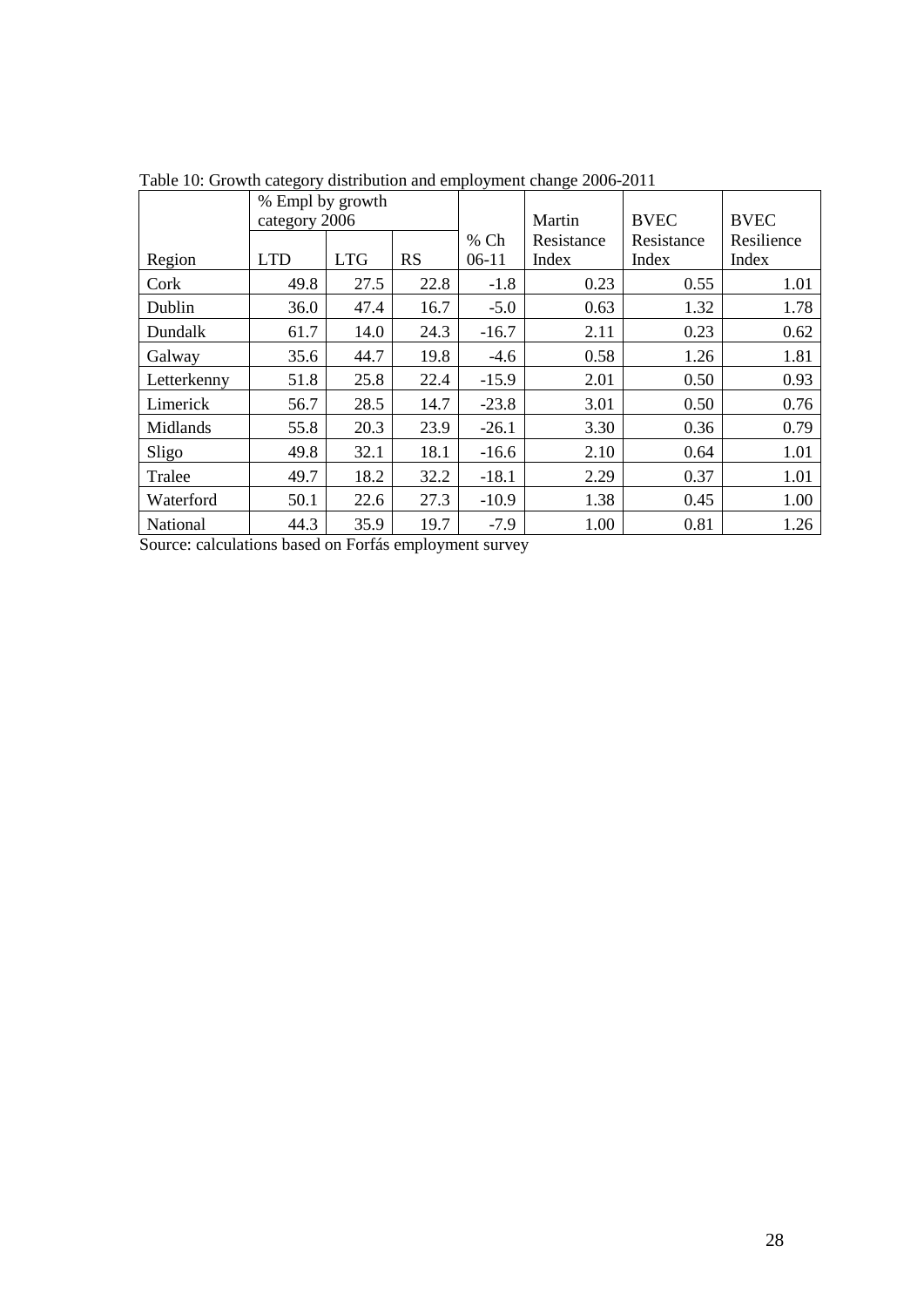Table 10: Growth category distribution and employment change 2006-2011

| Region | % Empl by growth category 2006 | | | % Ch 06-11 | Martin Resistance Index | BVEC Resistance Index | BVEC Resilience Index |
|---|---|---|---|---|---|---|---|
| | LTD | LTG | RS | | | | |
| Cork | 49.8 | 27.5 | 22.8 | -1.8 | 0.23 | 0.55 | 1.01 |
| Dublin | 36.0 | 47.4 | 16.7 | -5.0 | 0.63 | 1.32 | 1.78 |
| Dundalk | 61.7 | 14.0 | 24.3 | -16.7 | 2.11 | 0.23 | 0.62 |
| Galway | 35.6 | 44.7 | 19.8 | -4.6 | 0.58 | 1.26 | 1.81 |
| Letterkenny | 51.8 | 25.8 | 22.4 | -15.9 | 2.01 | 0.50 | 0.93 |
| Limerick | 56.7 | 28.5 | 14.7 | -23.8 | 3.01 | 0.50 | 0.76 |
| Midlands | 55.8 | 20.3 | 23.9 | -26.1 | 3.30 | 0.36 | 0.79 |
| Sligo | 49.8 | 32.1 | 18.1 | -16.6 | 2.10 | 0.64 | 1.01 |
| Tralee | 49.7 | 18.2 | 32.2 | -18.1 | 2.29 | 0.37 | 1.01 |
| Waterford | 50.1 | 22.6 | 27.3 | -10.9 | 1.38 | 0.45 | 1.00 |
| National | 44.3 | 35.9 | 19.7 | -7.9 | 1.00 | 0.81 | 1.26 |

Source: calculations based on Forfás employment survey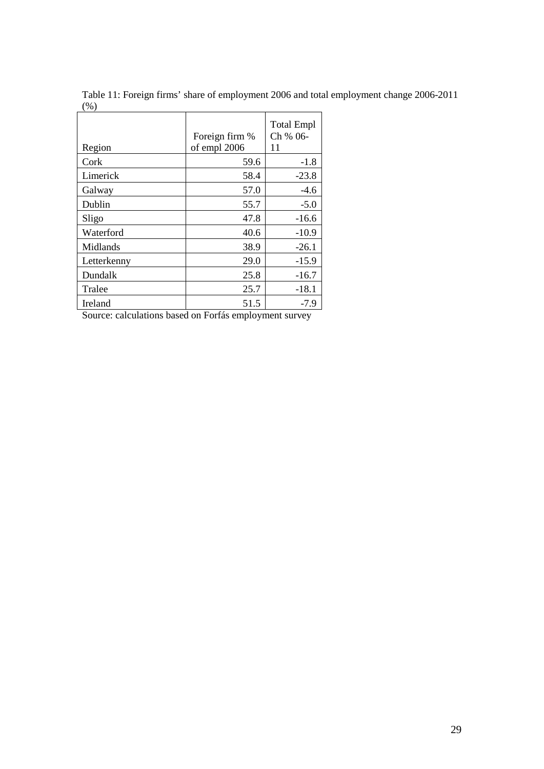Table 11: Foreign firms' share of employment 2006 and total employment change 2006-2011 (%)

| Region | Foreign firm % of empl 2006 | Total Empl Ch % 06-11 |
|---|---|---|
| Cork | 59.6 | -1.8 |
| Limerick | 58.4 | -23.8 |
| Galway | 57.0 | -4.6 |
| Dublin | 55.7 | -5.0 |
| Sligo | 47.8 | -16.6 |
| Waterford | 40.6 | -10.9 |
| Midlands | 38.9 | -26.1 |
| Letterkenny | 29.0 | -15.9 |
| Dundalk | 25.8 | -16.7 |
| Tralee | 25.7 | -18.1 |
| Ireland | 51.5 | -7.9 |

Source: calculations based on Forfás employment survey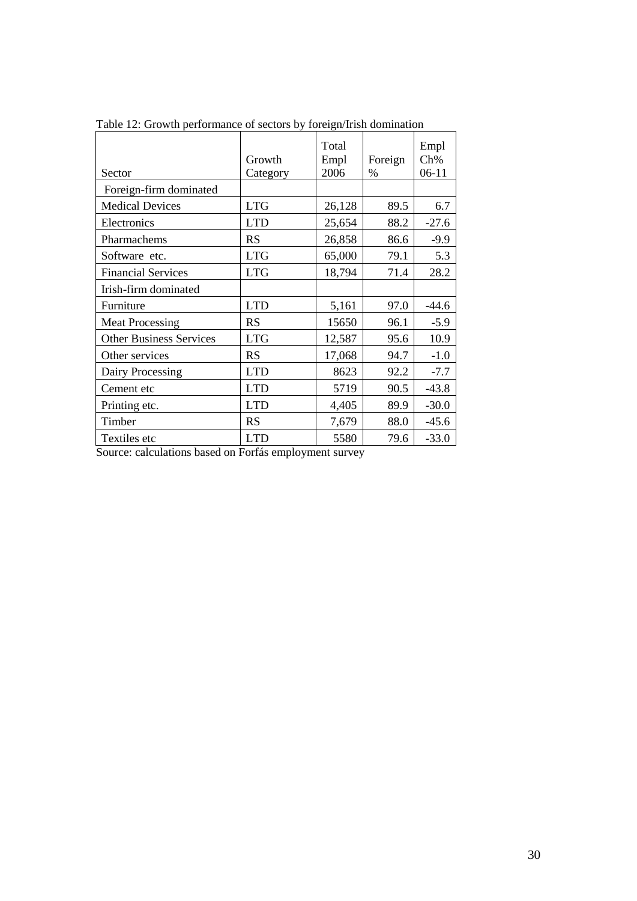Table 12: Growth performance of sectors by foreign/Irish domination

| Sector | Growth Category | Total Empl 2006 | Foreign % | Empl Ch% 06-11 |
|---|---|---|---|---|
| Foreign-firm dominated | | | | |
| Medical Devices | LTG | 26,128 | 89.5 | 6.7 |
| Electronics | LTD | 25,654 | 88.2 | -27.6 |
| Pharmachems | RS | 26,858 | 86.6 | -9.9 |
| Software etc. | LTG | 65,000 | 79.1 | 5.3 |
| Financial Services | LTG | 18,794 | 71.4 | 28.2 |
| Irish-firm dominated | | | | |
| Furniture | LTD | 5,161 | 97.0 | -44.6 |
| Meat Processing | RS | 15650 | 96.1 | -5.9 |
| Other Business Services | LTG | 12,587 | 95.6 | 10.9 |
| Other services | RS | 17,068 | 94.7 | -1.0 |
| Dairy Processing | LTD | 8623 | 92.2 | -7.7 |
| Cement etc | LTD | 5719 | 90.5 | -43.8 |
| Printing etc. | LTD | 4,405 | 89.9 | -30.0 |
| Timber | RS | 7,679 | 88.0 | -45.6 |
| Textiles etc | LTD | 5580 | 79.6 | -33.0 |

Source: calculations based on Forfás employment survey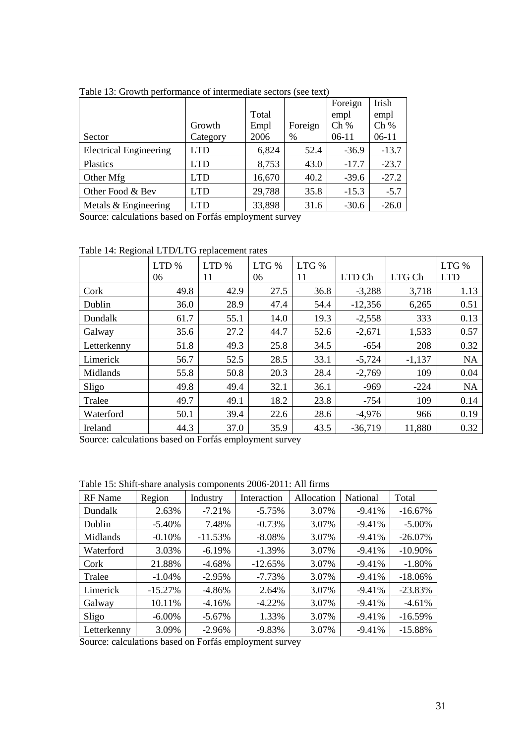Table 13: Growth performance of intermediate sectors (see text)

| Sector | Growth Category | Total Empl 2006 | Foreign % | Foreign empl Ch % 06-11 | Irish empl Ch % 06-11 |
|---|---|---|---|---|---|
| Electrical Engineering | LTD | 6,824 | 52.4 | -36.9 | -13.7 |
| Plastics | LTD | 8,753 | 43.0 | -17.7 | -23.7 |
| Other Mfg | LTD | 16,670 | 40.2 | -39.6 | -27.2 |
| Other Food & Bev | LTD | 29,788 | 35.8 | -15.3 | -5.7 |
| Metals & Engineering | LTD | 33,898 | 31.6 | -30.6 | -26.0 |

Source: calculations based on Forfás employment survey

Table 14: Regional LTD/LTG replacement rates

| | LTD % 06 | LTD % 11 | LTG % 06 | LTG % 11 | LTD Ch | LTG Ch | LTG % LTD |
|---|---|---|---|---|---|---|---|
| Cork | 49.8 | 42.9 | 27.5 | 36.8 | -3,288 | 3,718 | 1.13 |
| Dublin | 36.0 | 28.9 | 47.4 | 54.4 | -12,356 | 6,265 | 0.51 |
| Dundalk | 61.7 | 55.1 | 14.0 | 19.3 | -2,558 | 333 | 0.13 |
| Galway | 35.6 | 27.2 | 44.7 | 52.6 | -2,671 | 1,533 | 0.57 |
| Letterkenny | 51.8 | 49.3 | 25.8 | 34.5 | -654 | 208 | 0.32 |
| Limerick | 56.7 | 52.5 | 28.5 | 33.1 | -5,724 | -1,137 | NA |
| Midlands | 55.8 | 50.8 | 20.3 | 28.4 | -2,769 | 109 | 0.04 |
| Sligo | 49.8 | 49.4 | 32.1 | 36.1 | -969 | -224 | NA |
| Tralee | 49.7 | 49.1 | 18.2 | 23.8 | -754 | 109 | 0.14 |
| Waterford | 50.1 | 39.4 | 22.6 | 28.6 | -4,976 | 966 | 0.19 |
| Ireland | 44.3 | 37.0 | 35.9 | 43.5 | -36,719 | 11,880 | 0.32 |

Source: calculations based on Forfás employment survey

Table 15: Shift-share analysis components 2006-2011: All firms

| RF Name | Region | Industry | Interaction | Allocation | National | Total |
|---|---|---|---|---|---|---|
| Dundalk | 2.63% | -7.21% | -5.75% | 3.07% | -9.41% | -16.67% |
| Dublin | -5.40% | 7.48% | -0.73% | 3.07% | -9.41% | -5.00% |
| Midlands | -0.10% | -11.53% | -8.08% | 3.07% | -9.41% | -26.07% |
| Waterford | 3.03% | -6.19% | -1.39% | 3.07% | -9.41% | -10.90% |
| Cork | 21.88% | -4.68% | -12.65% | 3.07% | -9.41% | -1.80% |
| Tralee | -1.04% | -2.95% | -7.73% | 3.07% | -9.41% | -18.06% |
| Limerick | -15.27% | -4.86% | 2.64% | 3.07% | -9.41% | -23.83% |
| Galway | 10.11% | -4.16% | -4.22% | 3.07% | -9.41% | -4.61% |
| Sligo | -6.00% | -5.67% | 1.33% | 3.07% | -9.41% | -16.59% |
| Letterkenny | 3.09% | -2.96% | -9.83% | 3.07% | -9.41% | -15.88% |

Source: calculations based on Forfás employment survey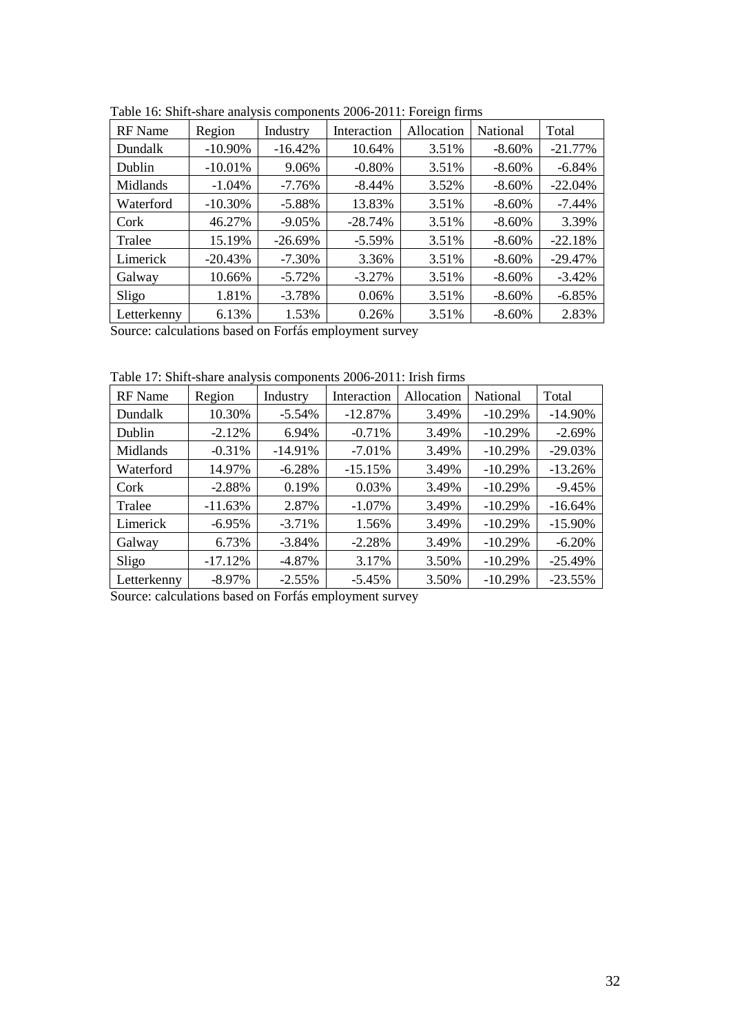Table 16: Shift-share analysis components 2006-2011: Foreign firms

| RF Name | Region | Industry | Interaction | Allocation | National | Total |
|---|---|---|---|---|---|---|
| Dundalk | -10.90% | -16.42% | 10.64% | 3.51% | -8.60% | -21.77% |
| Dublin | -10.01% | 9.06% | -0.80% | 3.51% | -8.60% | -6.84% |
| Midlands | -1.04% | -7.76% | -8.44% | 3.52% | -8.60% | -22.04% |
| Waterford | -10.30% | -5.88% | 13.83% | 3.51% | -8.60% | -7.44% |
| Cork | 46.27% | -9.05% | -28.74% | 3.51% | -8.60% | 3.39% |
| Tralee | 15.19% | -26.69% | -5.59% | 3.51% | -8.60% | -22.18% |
| Limerick | -20.43% | -7.30% | 3.36% | 3.51% | -8.60% | -29.47% |
| Galway | 10.66% | -5.72% | -3.27% | 3.51% | -8.60% | -3.42% |
| Sligo | 1.81% | -3.78% | 0.06% | 3.51% | -8.60% | -6.85% |
| Letterkenny | 6.13% | 1.53% | 0.26% | 3.51% | -8.60% | 2.83% |

Source: calculations based on Forfás employment survey

Table 17: Shift-share analysis components 2006-2011: Irish firms

| RF Name | Region | Industry | Interaction | Allocation | National | Total |
|---|---|---|---|---|---|---|
| Dundalk | 10.30% | -5.54% | -12.87% | 3.49% | -10.29% | -14.90% |
| Dublin | -2.12% | 6.94% | -0.71% | 3.49% | -10.29% | -2.69% |
| Midlands | -0.31% | -14.91% | -7.01% | 3.49% | -10.29% | -29.03% |
| Waterford | 14.97% | -6.28% | -15.15% | 3.49% | -10.29% | -13.26% |
| Cork | -2.88% | 0.19% | 0.03% | 3.49% | -10.29% | -9.45% |
| Tralee | -11.63% | 2.87% | -1.07% | 3.49% | -10.29% | -16.64% |
| Limerick | -6.95% | -3.71% | 1.56% | 3.49% | -10.29% | -15.90% |
| Galway | 6.73% | -3.84% | -2.28% | 3.49% | -10.29% | -6.20% |
| Sligo | -17.12% | -4.87% | 3.17% | 3.50% | -10.29% | -25.49% |
| Letterkenny | -8.97% | -2.55% | -5.45% | 3.50% | -10.29% | -23.55% |

Source: calculations based on Forfás employment survey